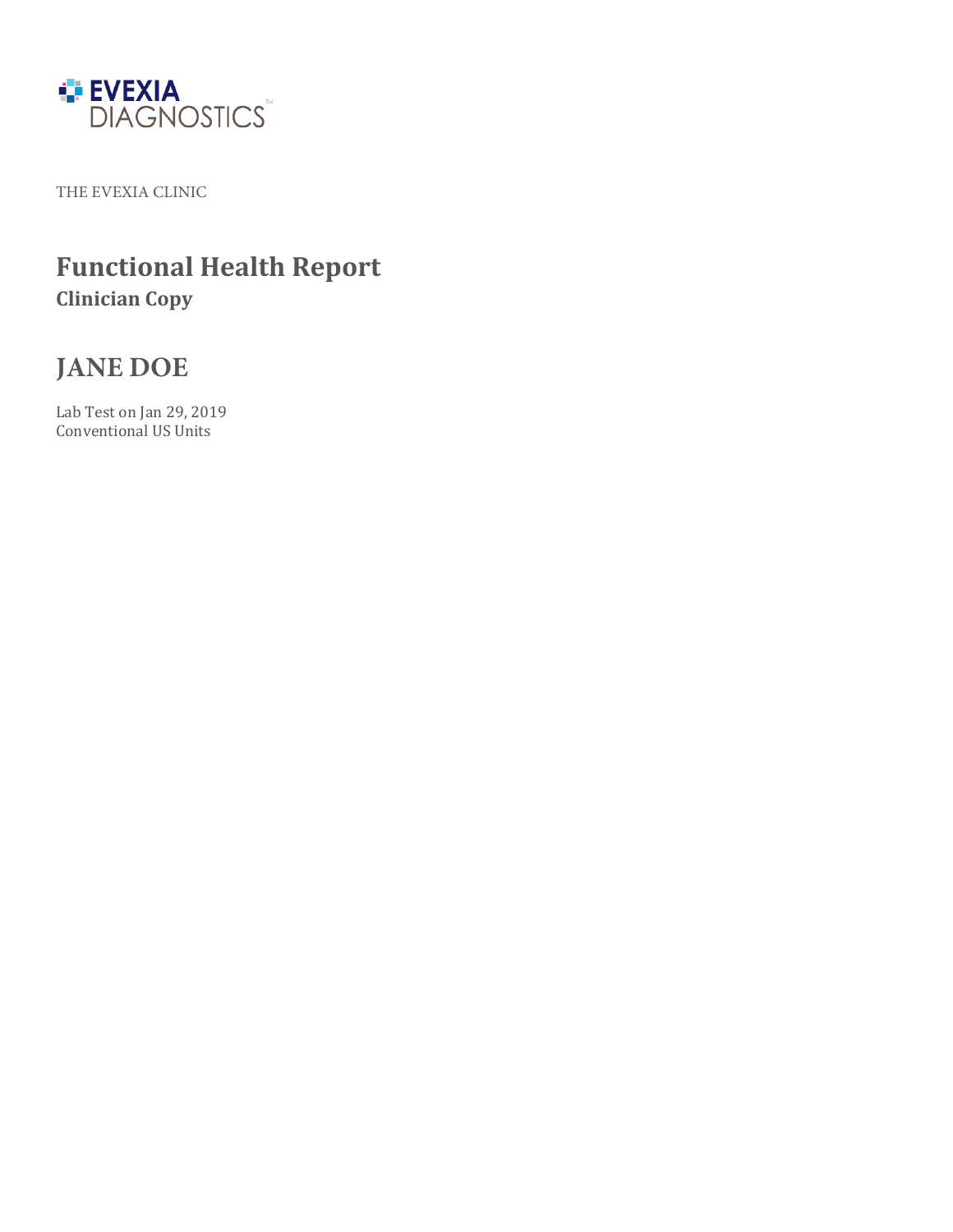EVEXIA DIAGNOSTICS™

THE EVEXIA CLINIC

# Functional Health Report

**Clinician Copy**

## JANE DOE

Lab Test on Jan 29, 2019
Conventional US Units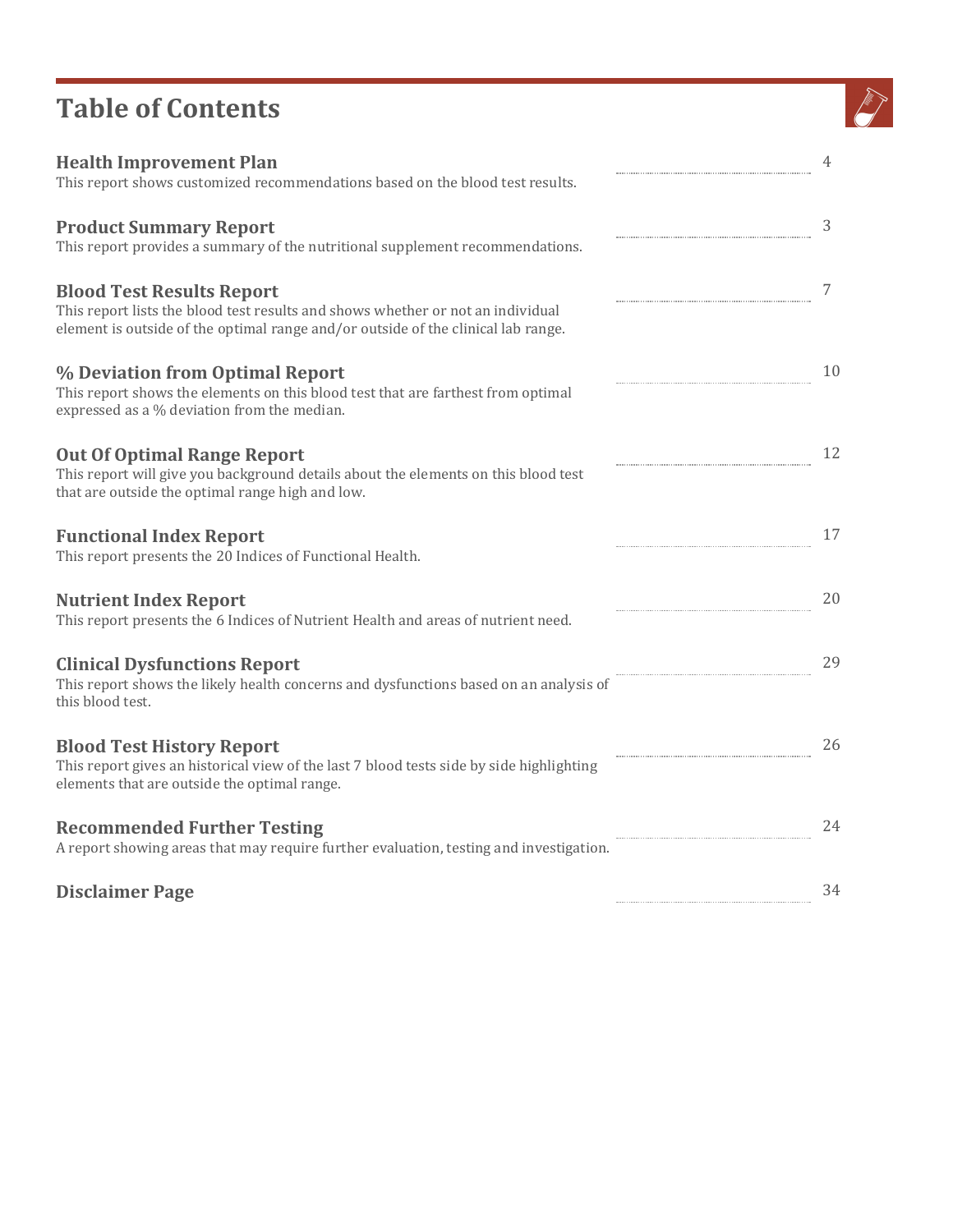# Table of Contents

**Health Improvement Plan** ........................................ 4
This report shows customized recommendations based on the blood test results.

**Product Summary Report** ........................................ 3
This report provides a summary of the nutritional supplement recommendations.

**Blood Test Results Report** ........................................ 7
This report lists the blood test results and shows whether or not an individual element is outside of the optimal range and/or outside of the clinical lab range.

**% Deviation from Optimal Report** ........................................ 10
This report shows the elements on this blood test that are farthest from optimal expressed as a % deviation from the median.

**Out Of Optimal Range Report** ........................................ 12
This report will give you background details about the elements on this blood test that are outside the optimal range high and low.

**Functional Index Report** ........................................ 17
This report presents the 20 Indices of Functional Health.

**Nutrient Index Report** ........................................ 20
This report presents the 6 Indices of Nutrient Health and areas of nutrient need.

**Clinical Dysfunctions Report** ........................................ 29
This report shows the likely health concerns and dysfunctions based on an analysis of this blood test.

**Blood Test History Report** ........................................ 26
This report gives an historical view of the last 7 blood tests side by side highlighting elements that are outside the optimal range.

**Recommended Further Testing** ........................................ 24
A report showing areas that may require further evaluation, testing and investigation.

**Disclaimer Page** ........................................ 34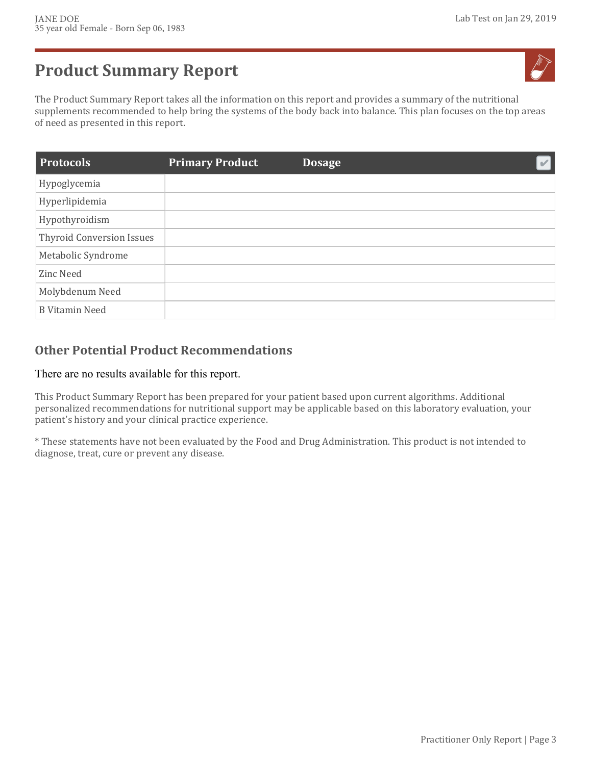# Product Summary Report

The Product Summary Report takes all the information on this report and provides a summary of the nutritional supplements recommended to help bring the systems of the body back into balance. This plan focuses on the top areas of need as presented in this report.

| Protocols | Primary Product | Dosage | ✔ |
|---|---|---|---|
| Hypoglycemia | | | |
| Hyperlipidemia | | | |
| Hypothyroidism | | | |
| Thyroid Conversion Issues | | | |
| Metabolic Syndrome | | | |
| Zinc Need | | | |
| Molybdenum Need | | | |
| B Vitamin Need | | | |

## Other Potential Product Recommendations

There are no results available for this report.

This Product Summary Report has been prepared for your patient based upon current algorithms. Additional personalized recommendations for nutritional support may be applicable based on this laboratory evaluation, your patient's history and your clinical practice experience.

* These statements have not been evaluated by the Food and Drug Administration. This product is not intended to diagnose, treat, cure or prevent any disease.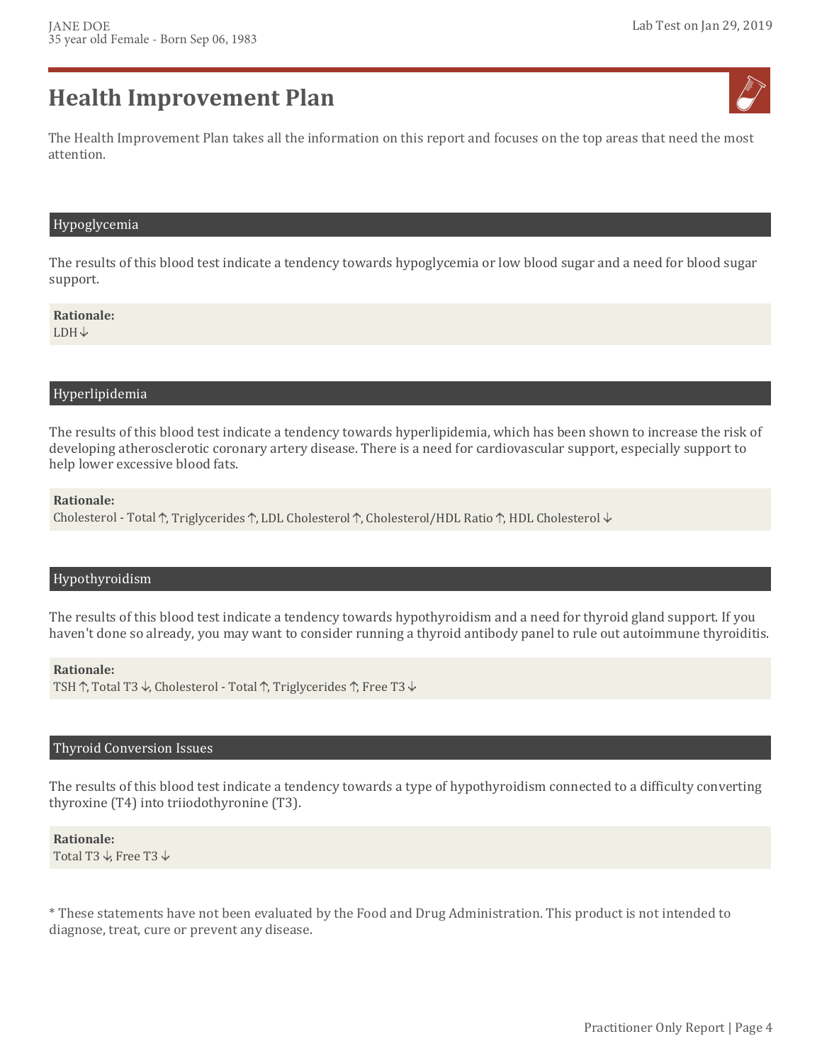# Health Improvement Plan

The Health Improvement Plan takes all the information on this report and focuses on the top areas that need the most attention.

## Hypoglycemia

The results of this blood test indicate a tendency towards hypoglycemia or low blood sugar and a need for blood sugar support.

**Rationale:**
LDH ↓

## Hyperlipidemia

The results of this blood test indicate a tendency towards hyperlipidemia, which has been shown to increase the risk of developing atherosclerotic coronary artery disease. There is a need for cardiovascular support, especially support to help lower excessive blood fats.

**Rationale:**
Cholesterol - Total ↑, Triglycerides ↑, LDL Cholesterol ↑, Cholesterol/HDL Ratio ↑, HDL Cholesterol ↓

## Hypothyroidism

The results of this blood test indicate a tendency towards hypothyroidism and a need for thyroid gland support. If you haven't done so already, you may want to consider running a thyroid antibody panel to rule out autoimmune thyroiditis.

**Rationale:**
TSH ↑, Total T3 ↓, Cholesterol - Total ↑, Triglycerides ↑, Free T3 ↓

## Thyroid Conversion Issues

The results of this blood test indicate a tendency towards a type of hypothyroidism connected to a difficulty converting thyroxine (T4) into triiodothyronine (T3).

**Rationale:**
Total T3 ↓, Free T3 ↓

* These statements have not been evaluated by the Food and Drug Administration. This product is not intended to diagnose, treat, cure or prevent any disease.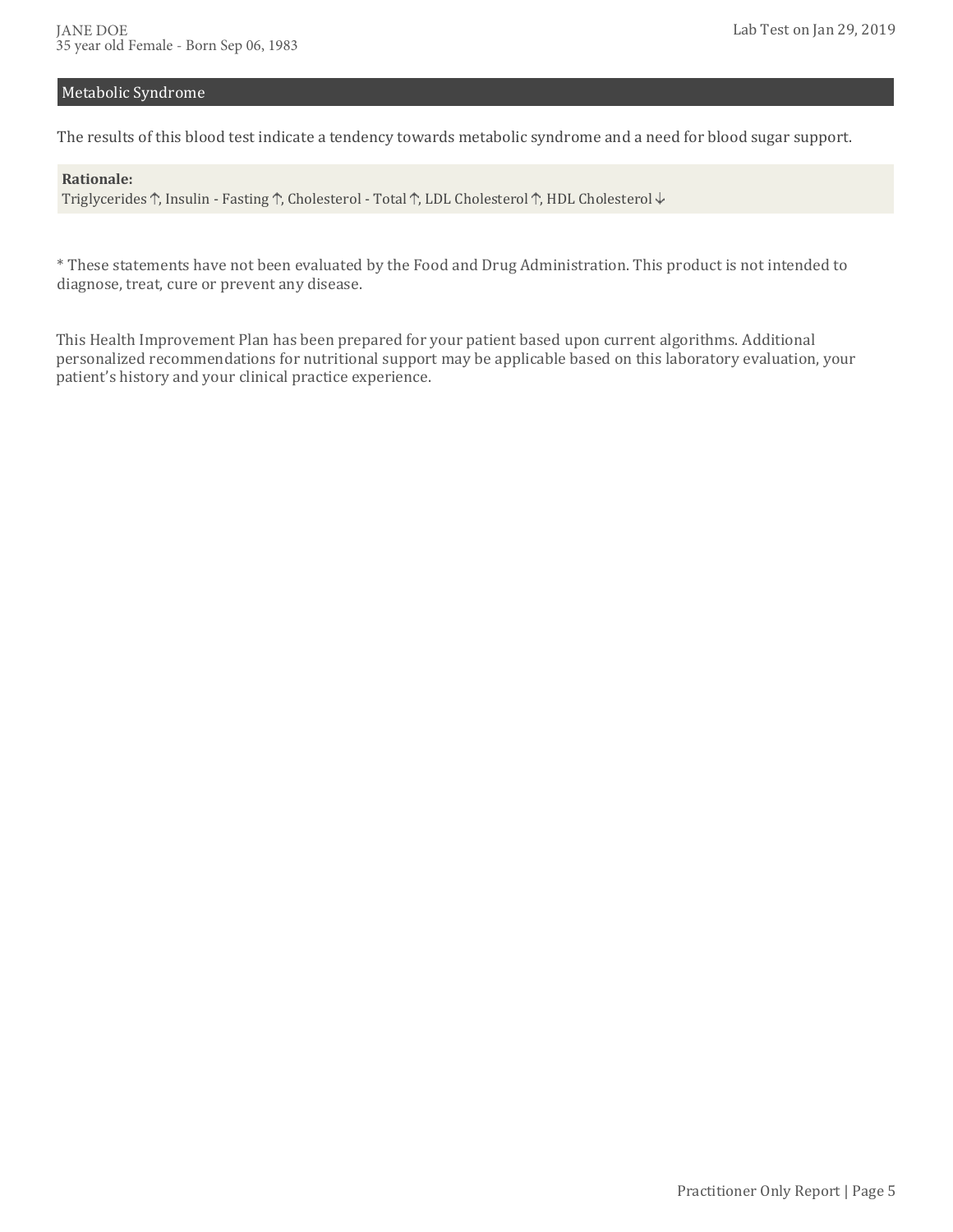## Metabolic Syndrome

The results of this blood test indicate a tendency towards metabolic syndrome and a need for blood sugar support.

**Rationale:**
Triglycerides ↑, Insulin - Fasting ↑, Cholesterol - Total ↑, LDL Cholesterol ↑, HDL Cholesterol ↓

* These statements have not been evaluated by the Food and Drug Administration. This product is not intended to diagnose, treat, cure or prevent any disease.

This Health Improvement Plan has been prepared for your patient based upon current algorithms. Additional personalized recommendations for nutritional support may be applicable based on this laboratory evaluation, your patient's history and your clinical practice experience.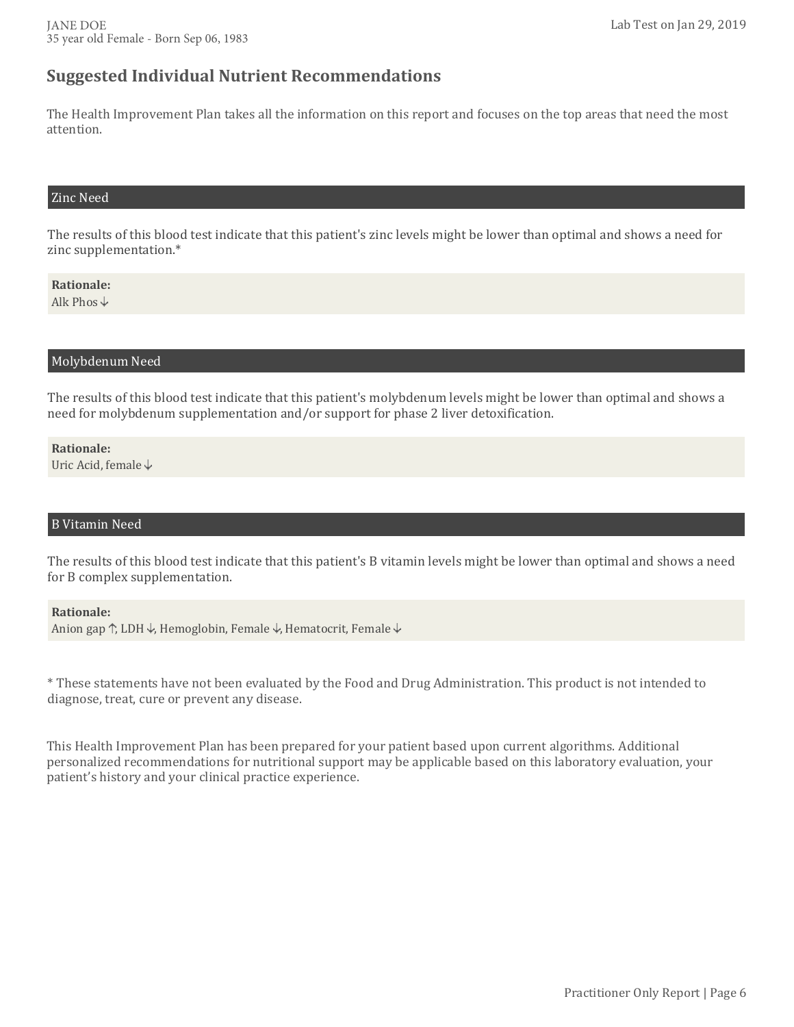## Suggested Individual Nutrient Recommendations

The Health Improvement Plan takes all the information on this report and focuses on the top areas that need the most attention.

### Zinc Need

The results of this blood test indicate that this patient's zinc levels might be lower than optimal and shows a need for zinc supplementation.*

**Rationale:**
Alk Phos ↓

### Molybdenum Need

The results of this blood test indicate that this patient's molybdenum levels might be lower than optimal and shows a need for molybdenum supplementation and/or support for phase 2 liver detoxification.

**Rationale:**
Uric Acid, female ↓

### B Vitamin Need

The results of this blood test indicate that this patient's B vitamin levels might be lower than optimal and shows a need for B complex supplementation.

**Rationale:**
Anion gap ↑, LDH ↓, Hemoglobin, Female ↓, Hematocrit, Female ↓

* These statements have not been evaluated by the Food and Drug Administration. This product is not intended to diagnose, treat, cure or prevent any disease.

This Health Improvement Plan has been prepared for your patient based upon current algorithms. Additional personalized recommendations for nutritional support may be applicable based on this laboratory evaluation, your patient's history and your clinical practice experience.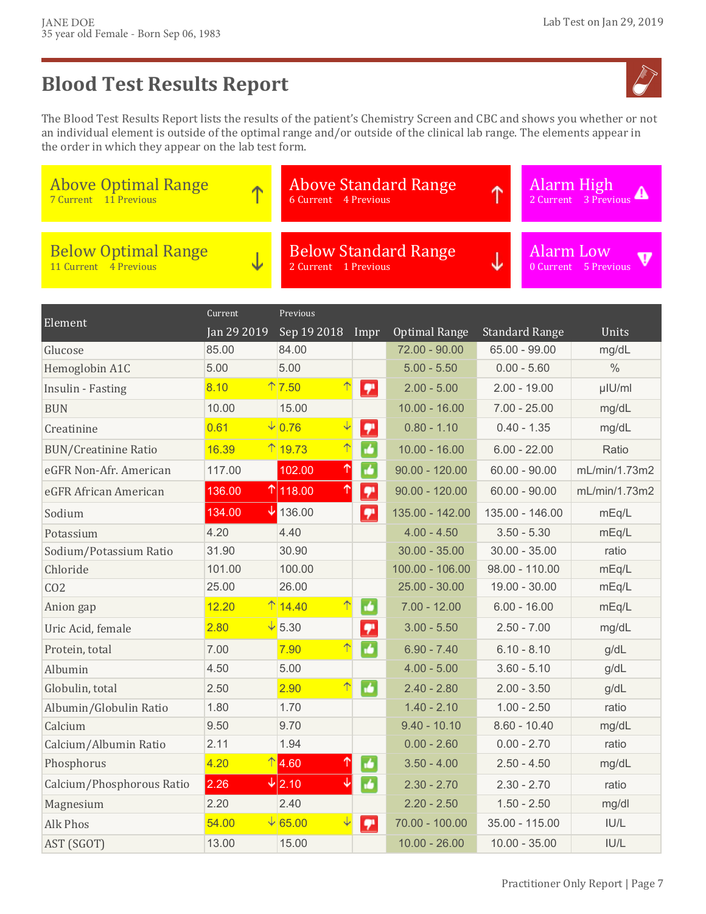JANE DOE
35 year old Female - Born Sep 06, 1983

Lab Test on Jan 29, 2019

# Blood Test Results Report

The Blood Test Results Report lists the results of the patient's Chemistry Screen and CBC and shows you whether or not an individual element is outside of the optimal range and/or outside of the clinical lab range. The elements appear in the order in which they appear on the lab test form.

| Above Optimal Range ↑ | Above Standard Range ↑ | Alarm High |
|---|---|---|
| 7 Current 11 Previous | 6 Current 4 Previous | 2 Current 3 Previous |

| Below Optimal Range ↓ | Below Standard Range ↓ | Alarm Low |
|---|---|---|
| 11 Current 4 Previous | 2 Current 1 Previous | 0 Current 5 Previous |

| Element | Current Jan 29 2019 | Previous Sep 19 2018 | Impr | Optimal Range | Standard Range | Units |
|---|---|---|---|---|---|---|
| Glucose | 85.00 | 84.00 | | 72.00 - 90.00 | 65.00 - 99.00 | mg/dL |
| Hemoglobin A1C | 5.00 | 5.00 | | 5.00 - 5.50 | 0.00 - 5.60 | % |
| Insulin - Fasting | 8.10 ↑ | 7.50 ↑ | 👎 | 2.00 - 5.00 | 2.00 - 19.00 | µIU/ml |
| BUN | 10.00 | 15.00 | | 10.00 - 16.00 | 7.00 - 25.00 | mg/dL |
| Creatinine | 0.61 ↓ | 0.76 ↓ | 👎 | 0.80 - 1.10 | 0.40 - 1.35 | mg/dL |
| BUN/Creatinine Ratio | 16.39 ↑ | 19.73 ↑ | 👍 | 10.00 - 16.00 | 6.00 - 22.00 | Ratio |
| eGFR Non-Afr. American | 117.00 | 102.00 ↑ | 👍 | 90.00 - 120.00 | 60.00 - 90.00 | mL/min/1.73m2 |
| eGFR African American | 136.00 ↑ | 118.00 ↑ | 👎 | 90.00 - 120.00 | 60.00 - 90.00 | mL/min/1.73m2 |
| Sodium | 134.00 ↓ | 136.00 | 👎 | 135.00 - 142.00 | 135.00 - 146.00 | mEq/L |
| Potassium | 4.20 | 4.40 | | 4.00 - 4.50 | 3.50 - 5.30 | mEq/L |
| Sodium/Potassium Ratio | 31.90 | 30.90 | | 30.00 - 35.00 | 30.00 - 35.00 | ratio |
| Chloride | 101.00 | 100.00 | | 100.00 - 106.00 | 98.00 - 110.00 | mEq/L |
| CO2 | 25.00 | 26.00 | | 25.00 - 30.00 | 19.00 - 30.00 | mEq/L |
| Anion gap | 12.20 ↑ | 14.40 ↑ | 👍 | 7.00 - 12.00 | 6.00 - 16.00 | mEq/L |
| Uric Acid, female | 2.80 ↓ | 5.30 | 👎 | 3.00 - 5.50 | 2.50 - 7.00 | mg/dL |
| Protein, total | 7.00 | 7.90 ↑ | 👍 | 6.90 - 7.40 | 6.10 - 8.10 | g/dL |
| Albumin | 4.50 | 5.00 | | 4.00 - 5.00 | 3.60 - 5.10 | g/dL |
| Globulin, total | 2.50 | 2.90 ↑ | 👍 | 2.40 - 2.80 | 2.00 - 3.50 | g/dL |
| Albumin/Globulin Ratio | 1.80 | 1.70 | | 1.40 - 2.10 | 1.00 - 2.50 | ratio |
| Calcium | 9.50 | 9.70 | | 9.40 - 10.10 | 8.60 - 10.40 | mg/dL |
| Calcium/Albumin Ratio | 2.11 | 1.94 | | 0.00 - 2.60 | 0.00 - 2.70 | ratio |
| Phosphorus | 4.20 ↑ | 4.60 ↑ | 👍 | 3.50 - 4.00 | 2.50 - 4.50 | mg/dL |
| Calcium/Phosphorous Ratio | 2.26 ↓ | 2.10 ↓ | 👍 | 2.30 - 2.70 | 2.30 - 2.70 | ratio |
| Magnesium | 2.20 | 2.40 | | 2.20 - 2.50 | 1.50 - 2.50 | mg/dl |
| Alk Phos | 54.00 ↓ | 65.00 ↓ | 👎 | 70.00 - 100.00 | 35.00 - 115.00 | IU/L |
| AST (SGOT) | 13.00 | 15.00 | | 10.00 - 26.00 | 10.00 - 35.00 | IU/L |

Practitioner Only Report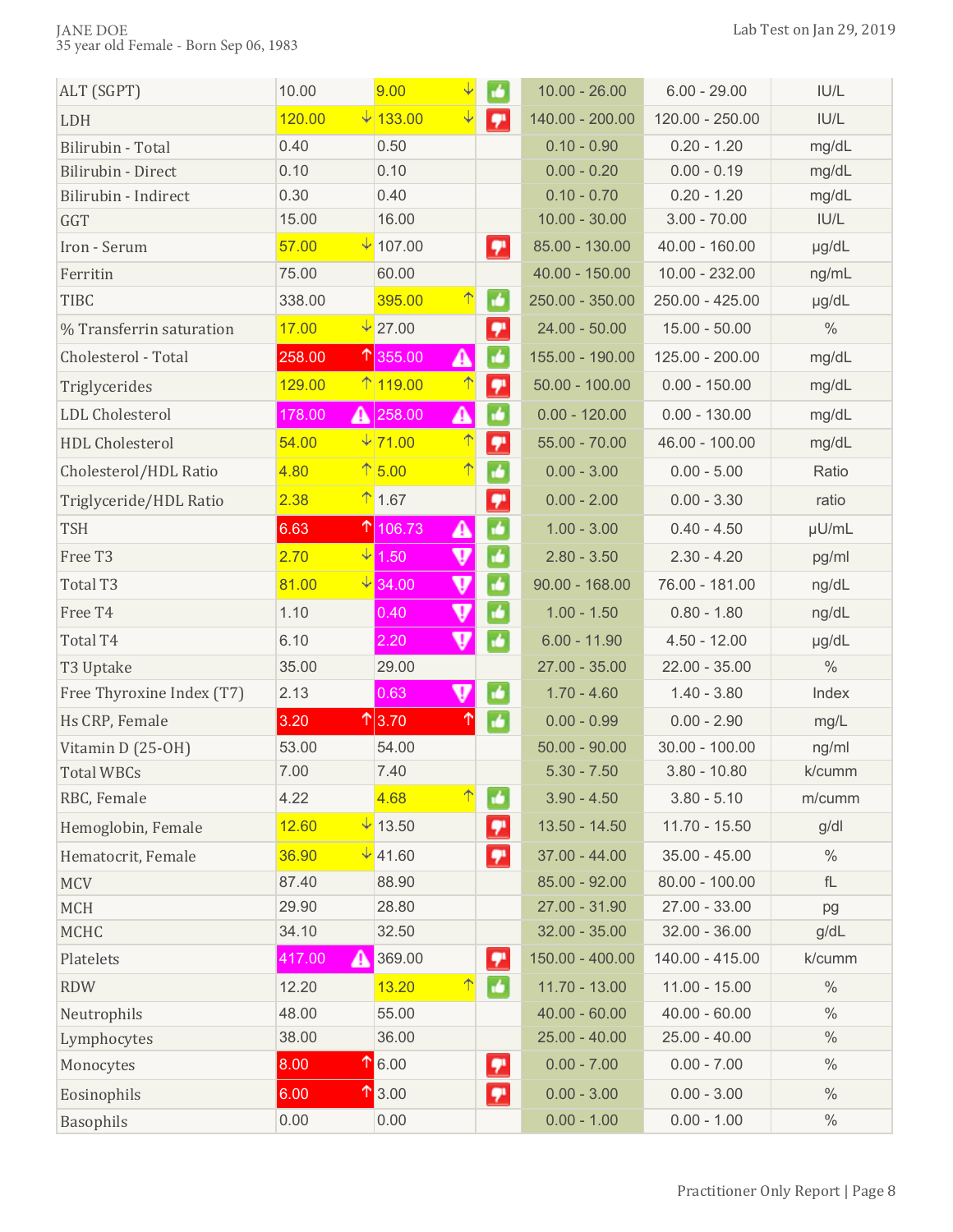JANE DOE
35 year old Female - Born Sep 06, 1983

Lab Test on Jan 29, 2019

| | | | | | | |
|---|---|---|---|---|---|---|
| ALT (SGPT) | 10.00 | 9.00 ↓ | 👍 | 10.00 - 26.00 | 6.00 - 29.00 | IU/L |
| LDH | 120.00 ↓ | 133.00 ↓ | 👎 | 140.00 - 200.00 | 120.00 - 250.00 | IU/L |
| Bilirubin - Total | 0.40 | 0.50 | | 0.10 - 0.90 | 0.20 - 1.20 | mg/dL |
| Bilirubin - Direct | 0.10 | 0.10 | | 0.00 - 0.20 | 0.00 - 0.19 | mg/dL |
| Bilirubin - Indirect | 0.30 | 0.40 | | 0.10 - 0.70 | 0.20 - 1.20 | mg/dL |
| GGT | 15.00 | 16.00 | | 10.00 - 30.00 | 3.00 - 70.00 | IU/L |
| Iron - Serum | 57.00 ↓ | 107.00 | 👎 | 85.00 - 130.00 | 40.00 - 160.00 | µg/dL |
| Ferritin | 75.00 | 60.00 | | 40.00 - 150.00 | 10.00 - 232.00 | ng/mL |
| TIBC | 338.00 | 395.00 ↑ | 👍 | 250.00 - 350.00 | 250.00 - 425.00 | µg/dL |
| % Transferrin saturation | 17.00 ↓ | 27.00 | 👎 | 24.00 - 50.00 | 15.00 - 50.00 | % |
| Cholesterol - Total | 258.00 ↑ | 355.00 ⚠ | 👍 | 155.00 - 190.00 | 125.00 - 200.00 | mg/dL |
| Triglycerides | 129.00 ↑ | 119.00 ↑ | 👎 | 50.00 - 100.00 | 0.00 - 150.00 | mg/dL |
| LDL Cholesterol | 178.00 ⚠ | 258.00 ⚠ | 👍 | 0.00 - 120.00 | 0.00 - 130.00 | mg/dL |
| HDL Cholesterol | 54.00 ↓ | 71.00 ↑ | 👎 | 55.00 - 70.00 | 46.00 - 100.00 | mg/dL |
| Cholesterol/HDL Ratio | 4.80 ↑ | 5.00 ↑ | 👍 | 0.00 - 3.00 | 0.00 - 5.00 | Ratio |
| Triglyceride/HDL Ratio | 2.38 ↑ | 1.67 | 👎 | 0.00 - 2.00 | 0.00 - 3.30 | ratio |
| TSH | 6.63 ↑ | 106.73 ⚠ | 👍 | 1.00 - 3.00 | 0.40 - 4.50 | µU/mL |
| Free T3 | 2.70 ↓ | 1.50 ⚠ | 👍 | 2.80 - 3.50 | 2.30 - 4.20 | pg/ml |
| Total T3 | 81.00 ↓ | 34.00 ⚠ | 👍 | 90.00 - 168.00 | 76.00 - 181.00 | ng/dL |
| Free T4 | 1.10 | 0.40 ⚠ | 👍 | 1.00 - 1.50 | 0.80 - 1.80 | ng/dL |
| Total T4 | 6.10 | 2.20 ⚠ | 👍 | 6.00 - 11.90 | 4.50 - 12.00 | µg/dL |
| T3 Uptake | 35.00 | 29.00 | | 27.00 - 35.00 | 22.00 - 35.00 | % |
| Free Thyroxine Index (T7) | 2.13 | 0.63 ⚠ | 👍 | 1.70 - 4.60 | 1.40 - 3.80 | Index |
| Hs CRP, Female | 3.20 ↑ | 3.70 ↑ | 👍 | 0.00 - 0.99 | 0.00 - 2.90 | mg/L |
| Vitamin D (25-OH) | 53.00 | 54.00 | | 50.00 - 90.00 | 30.00 - 100.00 | ng/ml |
| Total WBCs | 7.00 | 7.40 | | 5.30 - 7.50 | 3.80 - 10.80 | k/cumm |
| RBC, Female | 4.22 | 4.68 ↑ | 👍 | 3.90 - 4.50 | 3.80 - 5.10 | m/cumm |
| Hemoglobin, Female | 12.60 ↓ | 13.50 | 👎 | 13.50 - 14.50 | 11.70 - 15.50 | g/dl |
| Hematocrit, Female | 36.90 ↓ | 41.60 | 👎 | 37.00 - 44.00 | 35.00 - 45.00 | % |
| MCV | 87.40 | 88.90 | | 85.00 - 92.00 | 80.00 - 100.00 | fL |
| MCH | 29.90 | 28.80 | | 27.00 - 31.90 | 27.00 - 33.00 | pg |
| MCHC | 34.10 | 32.50 | | 32.00 - 35.00 | 32.00 - 36.00 | g/dL |
| Platelets | 417.00 ⚠ | 369.00 | 👎 | 150.00 - 400.00 | 140.00 - 415.00 | k/cumm |
| RDW | 12.20 | 13.20 ↑ | 👍 | 11.70 - 13.00 | 11.00 - 15.00 | % |
| Neutrophils | 48.00 | 55.00 | | 40.00 - 60.00 | 40.00 - 60.00 | % |
| Lymphocytes | 38.00 | 36.00 | | 25.00 - 40.00 | 25.00 - 40.00 | % |
| Monocytes | 8.00 ↑ | 6.00 | 👎 | 0.00 - 7.00 | 0.00 - 7.00 | % |
| Eosinophils | 6.00 ↑ | 3.00 | 👎 | 0.00 - 3.00 | 0.00 - 3.00 | % |
| Basophils | 0.00 | 0.00 | | 0.00 - 1.00 | 0.00 - 1.00 | % |

Practitioner Only Report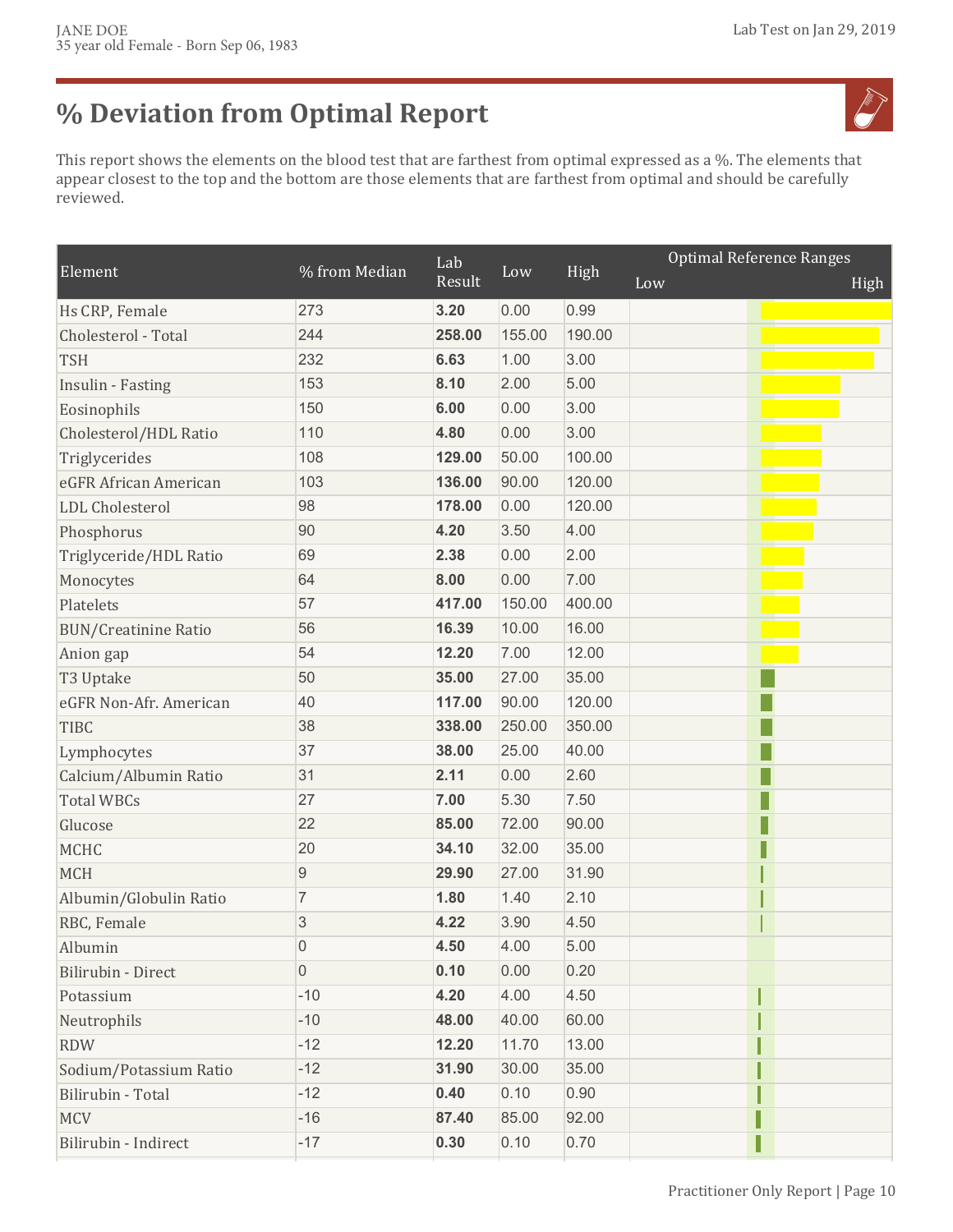# % Deviation from Optimal Report

This report shows the elements on the blood test that are farthest from optimal expressed as a %. The elements that appear closest to the top and the bottom are those elements that are farthest from optimal and should be carefully reviewed.

| Element | % from Median | Lab Result | Low | High | Optimal Reference Ranges Low / High |
|---|---|---|---|---|---|
| Hs CRP, Female | 273 | **3.20** | 0.00 | 0.99 | |
| Cholesterol - Total | 244 | **258.00** | 155.00 | 190.00 | |
| TSH | 232 | **6.63** | 1.00 | 3.00 | |
| Insulin - Fasting | 153 | **8.10** | 2.00 | 5.00 | |
| Eosinophils | 150 | **6.00** | 0.00 | 3.00 | |
| Cholesterol/HDL Ratio | 110 | **4.80** | 0.00 | 3.00 | |
| Triglycerides | 108 | **129.00** | 50.00 | 100.00 | |
| eGFR African American | 103 | **136.00** | 90.00 | 120.00 | |
| LDL Cholesterol | 98 | **178.00** | 0.00 | 120.00 | |
| Phosphorus | 90 | **4.20** | 3.50 | 4.00 | |
| Triglyceride/HDL Ratio | 69 | **2.38** | 0.00 | 2.00 | |
| Monocytes | 64 | **8.00** | 0.00 | 7.00 | |
| Platelets | 57 | **417.00** | 150.00 | 400.00 | |
| BUN/Creatinine Ratio | 56 | **16.39** | 10.00 | 16.00 | |
| Anion gap | 54 | **12.20** | 7.00 | 12.00 | |
| T3 Uptake | 50 | **35.00** | 27.00 | 35.00 | |
| eGFR Non-Afr. American | 40 | **117.00** | 90.00 | 120.00 | |
| TIBC | 38 | **338.00** | 250.00 | 350.00 | |
| Lymphocytes | 37 | **38.00** | 25.00 | 40.00 | |
| Calcium/Albumin Ratio | 31 | **2.11** | 0.00 | 2.60 | |
| Total WBCs | 27 | **7.00** | 5.30 | 7.50 | |
| Glucose | 22 | **85.00** | 72.00 | 90.00 | |
| MCHC | 20 | **34.10** | 32.00 | 35.00 | |
| MCH | 9 | **29.90** | 27.00 | 31.90 | |
| Albumin/Globulin Ratio | 7 | **1.80** | 1.40 | 2.10 | |
| RBC, Female | 3 | **4.22** | 3.90 | 4.50 | |
| Albumin | 0 | **4.50** | 4.00 | 5.00 | |
| Bilirubin - Direct | 0 | **0.10** | 0.00 | 0.20 | |
| Potassium | -10 | **4.20** | 4.00 | 4.50 | |
| Neutrophils | -10 | **48.00** | 40.00 | 60.00 | |
| RDW | -12 | **12.20** | 11.70 | 13.00 | |
| Sodium/Potassium Ratio | -12 | **31.90** | 30.00 | 35.00 | |
| Bilirubin - Total | -12 | **0.40** | 0.10 | 0.90 | |
| MCV | -16 | **87.40** | 85.00 | 92.00 | |
| Bilirubin - Indirect | -17 | **0.30** | 0.10 | 0.70 | |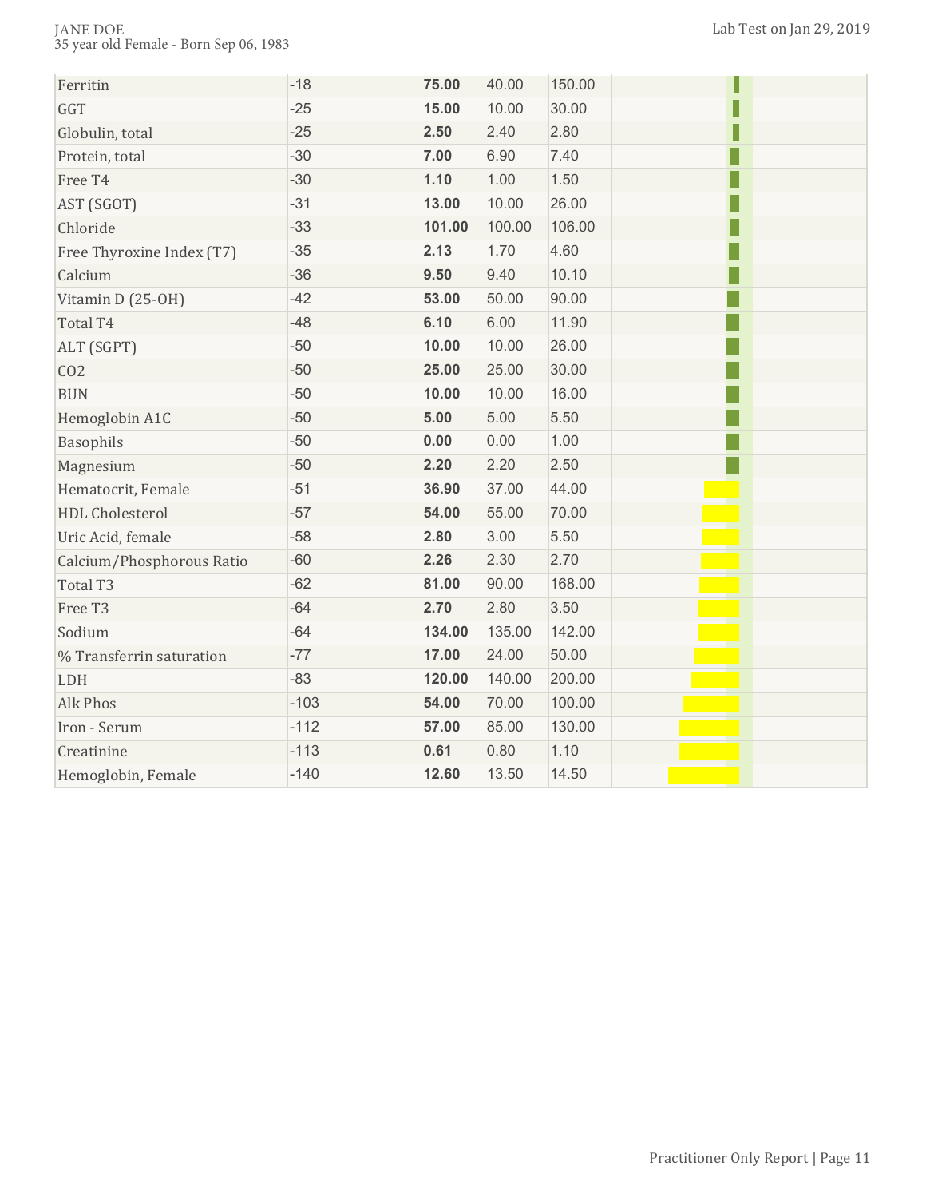| | | | | | |
|---|---|---|---|---|---|
| Ferritin | -18 | **75.00** | 40.00 | 150.00 | |
| GGT | -25 | **15.00** | 10.00 | 30.00 | |
| Globulin, total | -25 | **2.50** | 2.40 | 2.80 | |
| Protein, total | -30 | **7.00** | 6.90 | 7.40 | |
| Free T4 | -30 | **1.10** | 1.00 | 1.50 | |
| AST (SGOT) | -31 | **13.00** | 10.00 | 26.00 | |
| Chloride | -33 | **101.00** | 100.00 | 106.00 | |
| Free Thyroxine Index (T7) | -35 | **2.13** | 1.70 | 4.60 | |
| Calcium | -36 | **9.50** | 9.40 | 10.10 | |
| Vitamin D (25-OH) | -42 | **53.00** | 50.00 | 90.00 | |
| Total T4 | -48 | **6.10** | 6.00 | 11.90 | |
| ALT (SGPT) | -50 | **10.00** | 10.00 | 26.00 | |
| CO2 | -50 | **25.00** | 25.00 | 30.00 | |
| BUN | -50 | **10.00** | 10.00 | 16.00 | |
| Hemoglobin A1C | -50 | **5.00** | 5.00 | 5.50 | |
| Basophils | -50 | **0.00** | 0.00 | 1.00 | |
| Magnesium | -50 | **2.20** | 2.20 | 2.50 | |
| Hematocrit, Female | -51 | **36.90** | 37.00 | 44.00 | |
| HDL Cholesterol | -57 | **54.00** | 55.00 | 70.00 | |
| Uric Acid, female | -58 | **2.80** | 3.00 | 5.50 | |
| Calcium/Phosphorous Ratio | -60 | **2.26** | 2.30 | 2.70 | |
| Total T3 | -62 | **81.00** | 90.00 | 168.00 | |
| Free T3 | -64 | **2.70** | 2.80 | 3.50 | |
| Sodium | -64 | **134.00** | 135.00 | 142.00 | |
| % Transferrin saturation | -77 | **17.00** | 24.00 | 50.00 | |
| LDH | -83 | **120.00** | 140.00 | 200.00 | |
| Alk Phos | -103 | **54.00** | 70.00 | 100.00 | |
| Iron - Serum | -112 | **57.00** | 85.00 | 130.00 | |
| Creatinine | -113 | **0.61** | 0.80 | 1.10 | |
| Hemoglobin, Female | -140 | **12.60** | 13.50 | 14.50 | |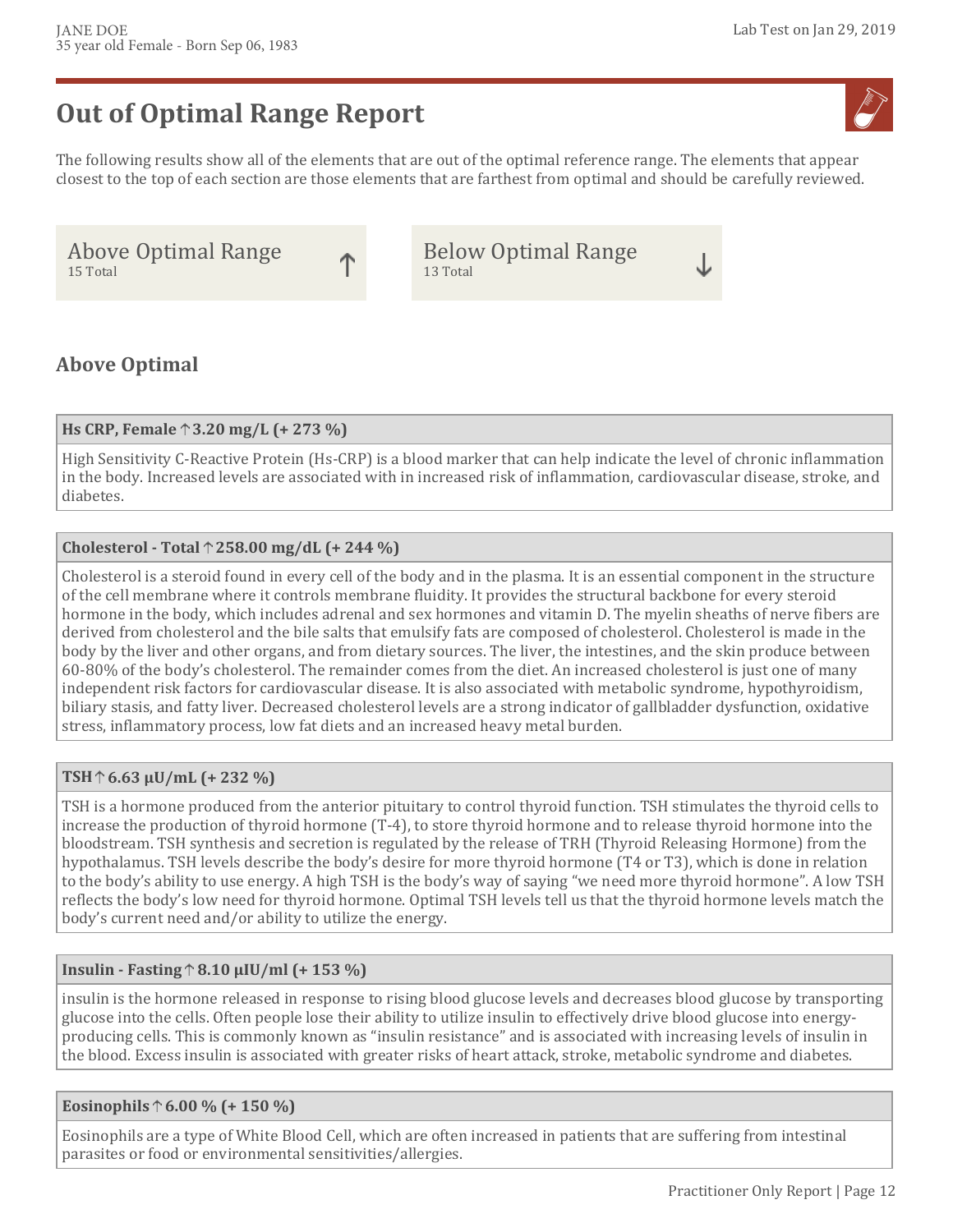# Out of Optimal Range Report

The following results show all of the elements that are out of the optimal reference range. The elements that appear closest to the top of each section are those elements that are farthest from optimal and should be carefully reviewed.

| Above Optimal Range ↑ | Below Optimal Range ↓ |
| --- | --- |
| 15 Total | 13 Total |

## Above Optimal

**Hs CRP, Female ↑ 3.20 mg/L (+ 273 %)**

High Sensitivity C-Reactive Protein (Hs-CRP) is a blood marker that can help indicate the level of chronic inflammation in the body. Increased levels are associated with in increased risk of inflammation, cardiovascular disease, stroke, and diabetes.

**Cholesterol - Total ↑ 258.00 mg/dL (+ 244 %)**

Cholesterol is a steroid found in every cell of the body and in the plasma. It is an essential component in the structure of the cell membrane where it controls membrane fluidity. It provides the structural backbone for every steroid hormone in the body, which includes adrenal and sex hormones and vitamin D. The myelin sheaths of nerve fibers are derived from cholesterol and the bile salts that emulsify fats are composed of cholesterol. Cholesterol is made in the body by the liver and other organs, and from dietary sources. The liver, the intestines, and the skin produce between 60-80% of the body's cholesterol. The remainder comes from the diet. An increased cholesterol is just one of many independent risk factors for cardiovascular disease. It is also associated with metabolic syndrome, hypothyroidism, biliary stasis, and fatty liver. Decreased cholesterol levels are a strong indicator of gallbladder dysfunction, oxidative stress, inflammatory process, low fat diets and an increased heavy metal burden.

**TSH ↑ 6.63 µU/mL (+ 232 %)**

TSH is a hormone produced from the anterior pituitary to control thyroid function. TSH stimulates the thyroid cells to increase the production of thyroid hormone (T-4), to store thyroid hormone and to release thyroid hormone into the bloodstream. TSH synthesis and secretion is regulated by the release of TRH (Thyroid Releasing Hormone) from the hypothalamus. TSH levels describe the body's desire for more thyroid hormone (T4 or T3), which is done in relation to the body's ability to use energy. A high TSH is the body's way of saying "we need more thyroid hormone". A low TSH reflects the body's low need for thyroid hormone. Optimal TSH levels tell us that the thyroid hormone levels match the body's current need and/or ability to utilize the energy.

**Insulin - Fasting ↑ 8.10 µIU/ml (+ 153 %)**

insulin is the hormone released in response to rising blood glucose levels and decreases blood glucose by transporting glucose into the cells. Often people lose their ability to utilize insulin to effectively drive blood glucose into energy-producing cells. This is commonly known as "insulin resistance" and is associated with increasing levels of insulin in the blood. Excess insulin is associated with greater risks of heart attack, stroke, metabolic syndrome and diabetes.

**Eosinophils ↑ 6.00 % (+ 150 %)**

Eosinophils are a type of White Blood Cell, which are often increased in patients that are suffering from intestinal parasites or food or environmental sensitivities/allergies.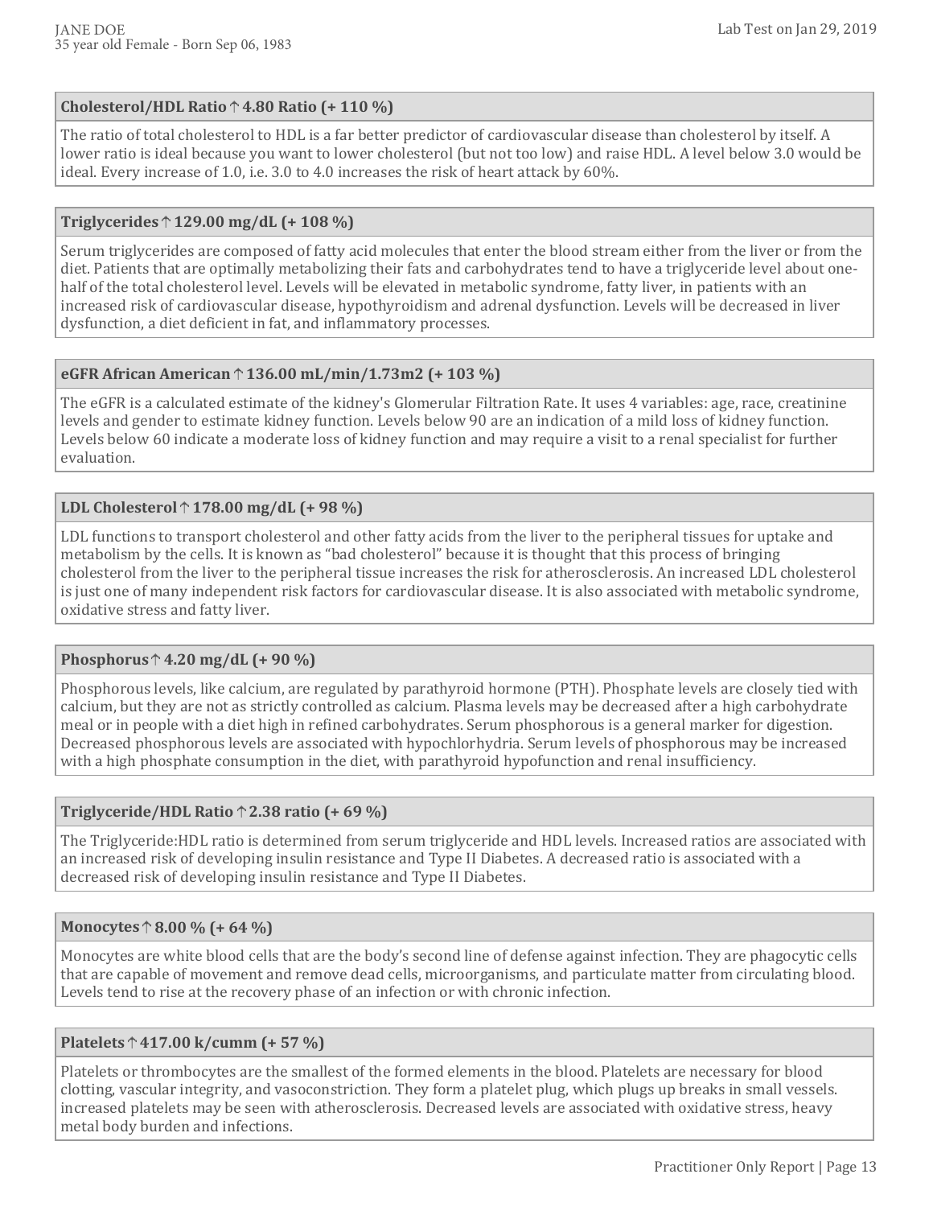### Cholesterol/HDL Ratio ↑ 4.80 Ratio (+ 110 %)

The ratio of total cholesterol to HDL is a far better predictor of cardiovascular disease than cholesterol by itself. A lower ratio is ideal because you want to lower cholesterol (but not too low) and raise HDL. A level below 3.0 would be ideal. Every increase of 1.0, i.e. 3.0 to 4.0 increases the risk of heart attack by 60%.

### Triglycerides ↑ 129.00 mg/dL (+ 108 %)

Serum triglycerides are composed of fatty acid molecules that enter the blood stream either from the liver or from the diet. Patients that are optimally metabolizing their fats and carbohydrates tend to have a triglyceride level about one-half of the total cholesterol level. Levels will be elevated in metabolic syndrome, fatty liver, in patients with an increased risk of cardiovascular disease, hypothyroidism and adrenal dysfunction. Levels will be decreased in liver dysfunction, a diet deficient in fat, and inflammatory processes.

### eGFR African American ↑ 136.00 mL/min/1.73m2 (+ 103 %)

The eGFR is a calculated estimate of the kidney's Glomerular Filtration Rate. It uses 4 variables: age, race, creatinine levels and gender to estimate kidney function. Levels below 90 are an indication of a mild loss of kidney function. Levels below 60 indicate a moderate loss of kidney function and may require a visit to a renal specialist for further evaluation.

### LDL Cholesterol ↑ 178.00 mg/dL (+ 98 %)

LDL functions to transport cholesterol and other fatty acids from the liver to the peripheral tissues for uptake and metabolism by the cells. It is known as "bad cholesterol" because it is thought that this process of bringing cholesterol from the liver to the peripheral tissue increases the risk for atherosclerosis. An increased LDL cholesterol is just one of many independent risk factors for cardiovascular disease. It is also associated with metabolic syndrome, oxidative stress and fatty liver.

### Phosphorus ↑ 4.20 mg/dL (+ 90 %)

Phosphorous levels, like calcium, are regulated by parathyroid hormone (PTH). Phosphate levels are closely tied with calcium, but they are not as strictly controlled as calcium. Plasma levels may be decreased after a high carbohydrate meal or in people with a diet high in refined carbohydrates. Serum phosphorous is a general marker for digestion. Decreased phosphorous levels are associated with hypochlorhydria. Serum levels of phosphorous may be increased with a high phosphate consumption in the diet, with parathyroid hypofunction and renal insufficiency.

### Triglyceride/HDL Ratio ↑ 2.38 ratio (+ 69 %)

The Triglyceride:HDL ratio is determined from serum triglyceride and HDL levels. Increased ratios are associated with an increased risk of developing insulin resistance and Type II Diabetes. A decreased ratio is associated with a decreased risk of developing insulin resistance and Type II Diabetes.

### Monocytes ↑ 8.00 % (+ 64 %)

Monocytes are white blood cells that are the body's second line of defense against infection. They are phagocytic cells that are capable of movement and remove dead cells, microorganisms, and particulate matter from circulating blood. Levels tend to rise at the recovery phase of an infection or with chronic infection.

### Platelets ↑ 417.00 k/cumm (+ 57 %)

Platelets or thrombocytes are the smallest of the formed elements in the blood. Platelets are necessary for blood clotting, vascular integrity, and vasoconstriction. They form a platelet plug, which plugs up breaks in small vessels. increased platelets may be seen with atherosclerosis. Decreased levels are associated with oxidative stress, heavy metal body burden and infections.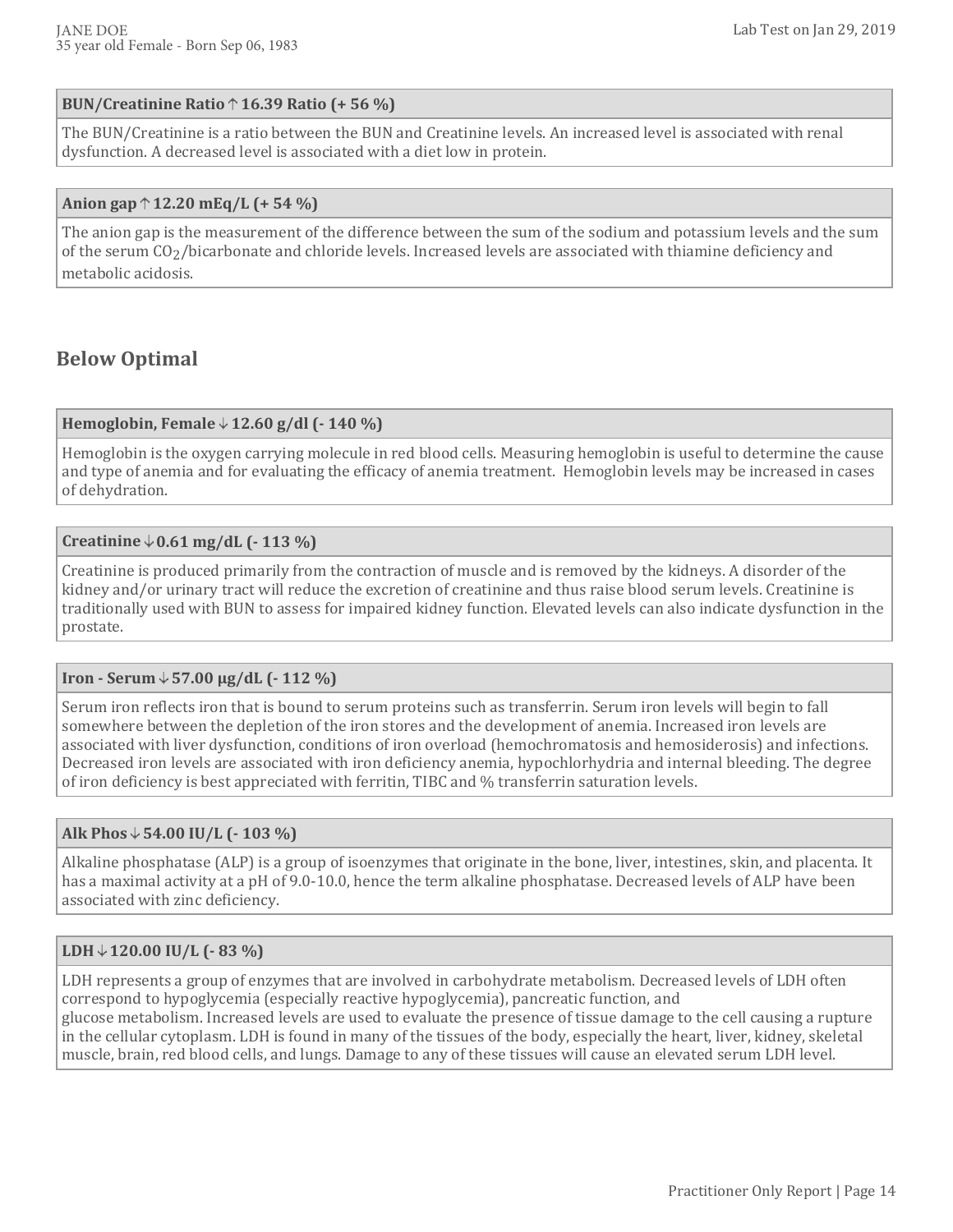**BUN/Creatinine Ratio ↑ 16.39 Ratio (+ 56 %)**

The BUN/Creatinine is a ratio between the BUN and Creatinine levels. An increased level is associated with renal dysfunction. A decreased level is associated with a diet low in protein.

**Anion gap ↑ 12.20 mEq/L (+ 54 %)**

The anion gap is the measurement of the difference between the sum of the sodium and potassium levels and the sum of the serum $CO_2$/bicarbonate and chloride levels. Increased levels are associated with thiamine deficiency and metabolic acidosis.

## Below Optimal

**Hemoglobin, Female ↓ 12.60 g/dl (- 140 %)**

Hemoglobin is the oxygen carrying molecule in red blood cells. Measuring hemoglobin is useful to determine the cause and type of anemia and for evaluating the efficacy of anemia treatment. Hemoglobin levels may be increased in cases of dehydration.

**Creatinine ↓ 0.61 mg/dL (- 113 %)**

Creatinine is produced primarily from the contraction of muscle and is removed by the kidneys. A disorder of the kidney and/or urinary tract will reduce the excretion of creatinine and thus raise blood serum levels. Creatinine is traditionally used with BUN to assess for impaired kidney function. Elevated levels can also indicate dysfunction in the prostate.

**Iron - Serum ↓ 57.00 µg/dL (- 112 %)**

Serum iron reflects iron that is bound to serum proteins such as transferrin. Serum iron levels will begin to fall somewhere between the depletion of the iron stores and the development of anemia. Increased iron levels are associated with liver dysfunction, conditions of iron overload (hemochromatosis and hemosiderosis) and infections. Decreased iron levels are associated with iron deficiency anemia, hypochlorhydria and internal bleeding. The degree of iron deficiency is best appreciated with ferritin, TIBC and % transferrin saturation levels.

**Alk Phos ↓ 54.00 IU/L (- 103 %)**

Alkaline phosphatase (ALP) is a group of isoenzymes that originate in the bone, liver, intestines, skin, and placenta. It has a maximal activity at a pH of 9.0-10.0, hence the term alkaline phosphatase. Decreased levels of ALP have been associated with zinc deficiency.

**LDH ↓ 120.00 IU/L (- 83 %)**

LDH represents a group of enzymes that are involved in carbohydrate metabolism. Decreased levels of LDH often correspond to hypoglycemia (especially reactive hypoglycemia), pancreatic function, and glucose metabolism. Increased levels are used to evaluate the presence of tissue damage to the cell causing a rupture in the cellular cytoplasm. LDH is found in many of the tissues of the body, especially the heart, liver, kidney, skeletal muscle, brain, red blood cells, and lungs. Damage to any of these tissues will cause an elevated serum LDH level.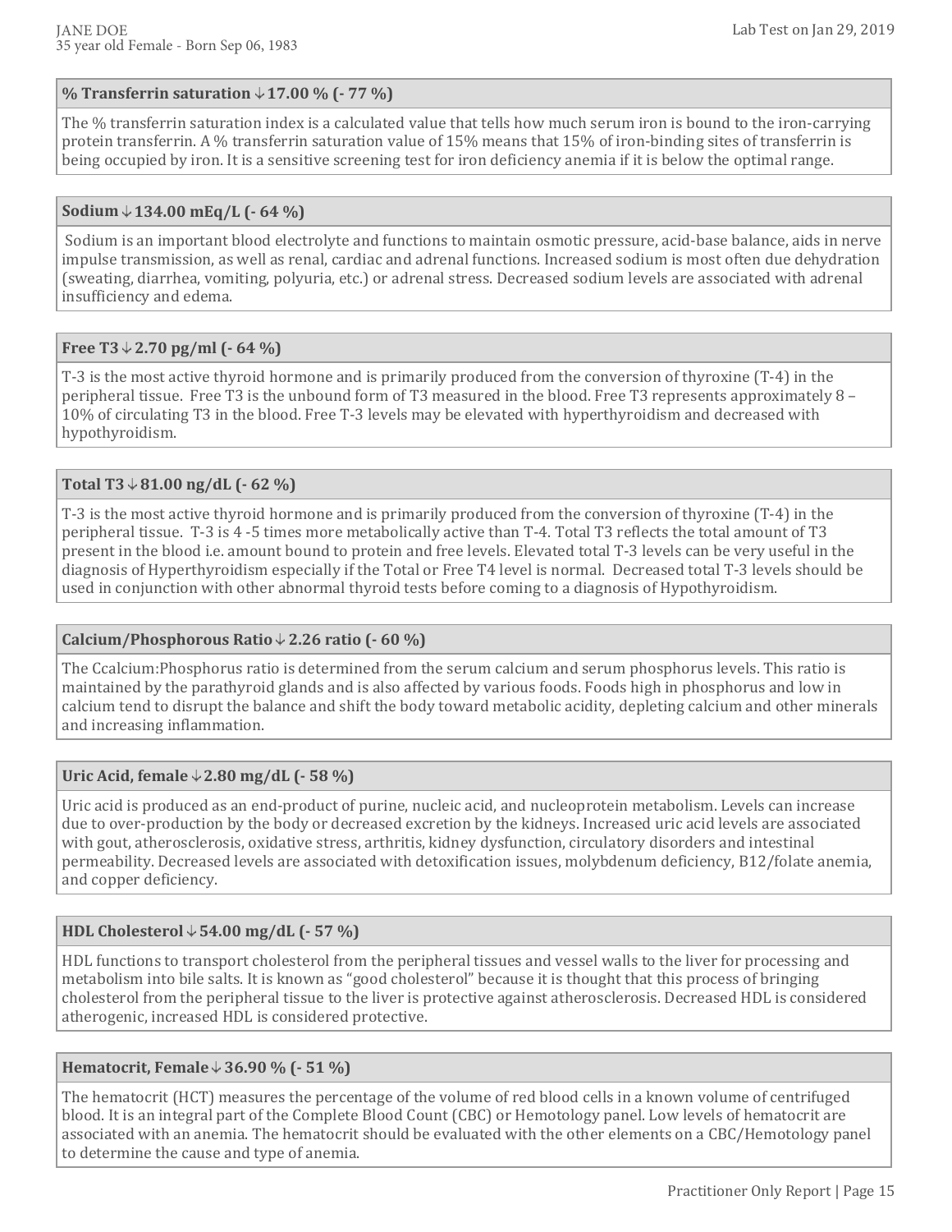**% Transferrin saturation ↓ 17.00 % (- 77 %)**

The % transferrin saturation index is a calculated value that tells how much serum iron is bound to the iron-carrying protein transferrin. A % transferrin saturation value of 15% means that 15% of iron-binding sites of transferrin is being occupied by iron. It is a sensitive screening test for iron deficiency anemia if it is below the optimal range.

**Sodium ↓ 134.00 mEq/L (- 64 %)**

Sodium is an important blood electrolyte and functions to maintain osmotic pressure, acid-base balance, aids in nerve impulse transmission, as well as renal, cardiac and adrenal functions. Increased sodium is most often due dehydration (sweating, diarrhea, vomiting, polyuria, etc.) or adrenal stress. Decreased sodium levels are associated with adrenal insufficiency and edema.

**Free T3 ↓ 2.70 pg/ml (- 64 %)**

T-3 is the most active thyroid hormone and is primarily produced from the conversion of thyroxine (T-4) in the peripheral tissue. Free T3 is the unbound form of T3 measured in the blood. Free T3 represents approximately 8 – 10% of circulating T3 in the blood. Free T-3 levels may be elevated with hyperthyroidism and decreased with hypothyroidism.

**Total T3 ↓ 81.00 ng/dL (- 62 %)**

T-3 is the most active thyroid hormone and is primarily produced from the conversion of thyroxine (T-4) in the peripheral tissue. T-3 is 4 -5 times more metabolically active than T-4. Total T3 reflects the total amount of T3 present in the blood i.e. amount bound to protein and free levels. Elevated total T-3 levels can be very useful in the diagnosis of Hyperthyroidism especially if the Total or Free T4 level is normal. Decreased total T-3 levels should be used in conjunction with other abnormal thyroid tests before coming to a diagnosis of Hypothyroidism.

**Calcium/Phosphorous Ratio ↓ 2.26 ratio (- 60 %)**

The Ccalcium:Phosphorus ratio is determined from the serum calcium and serum phosphorus levels. This ratio is maintained by the parathyroid glands and is also affected by various foods. Foods high in phosphorus and low in calcium tend to disrupt the balance and shift the body toward metabolic acidity, depleting calcium and other minerals and increasing inflammation.

**Uric Acid, female ↓ 2.80 mg/dL (- 58 %)**

Uric acid is produced as an end-product of purine, nucleic acid, and nucleoprotein metabolism. Levels can increase due to over-production by the body or decreased excretion by the kidneys. Increased uric acid levels are associated with gout, atherosclerosis, oxidative stress, arthritis, kidney dysfunction, circulatory disorders and intestinal permeability. Decreased levels are associated with detoxification issues, molybdenum deficiency, B12/folate anemia, and copper deficiency.

**HDL Cholesterol ↓ 54.00 mg/dL (- 57 %)**

HDL functions to transport cholesterol from the peripheral tissues and vessel walls to the liver for processing and metabolism into bile salts. It is known as "good cholesterol" because it is thought that this process of bringing cholesterol from the peripheral tissue to the liver is protective against atherosclerosis. Decreased HDL is considered atherogenic, increased HDL is considered protective.

**Hematocrit, Female ↓ 36.90 % (- 51 %)**

The hematocrit (HCT) measures the percentage of the volume of red blood cells in a known volume of centrifuged blood. It is an integral part of the Complete Blood Count (CBC) or Hemotology panel. Low levels of hematocrit are associated with an anemia. The hematocrit should be evaluated with the other elements on a CBC/Hemotology panel to determine the cause and type of anemia.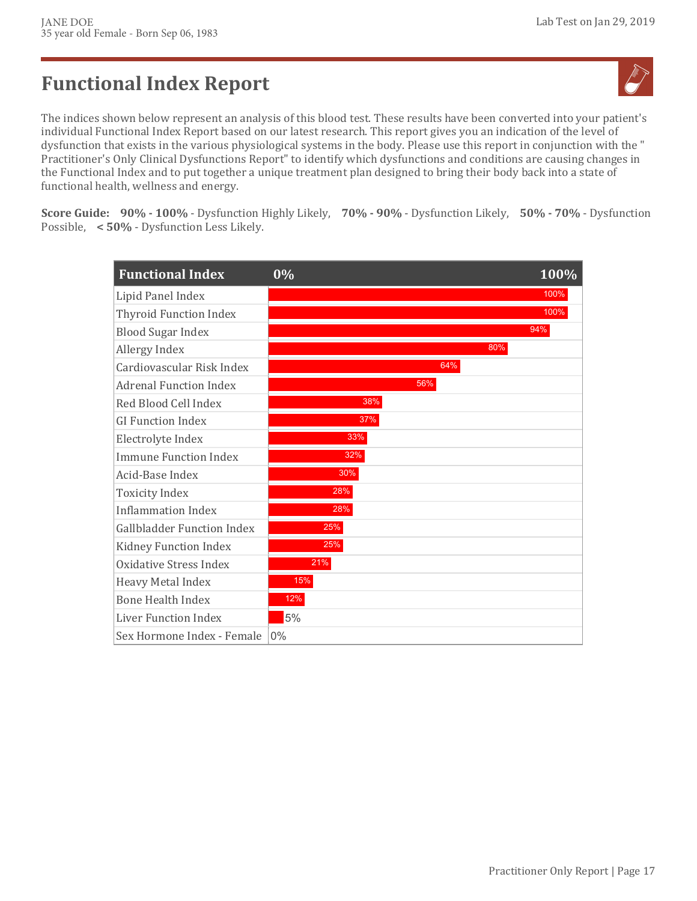# Functional Index Report

The indices shown below represent an analysis of this blood test. These results have been converted into your patient's individual Functional Index Report based on our latest research. This report gives you an indication of the level of dysfunction that exists in the various physiological systems in the body. Please use this report in conjunction with the " Practitioner's Only Clinical Dysfunctions Report" to identify which dysfunctions and conditions are causing changes in the Functional Index and to put together a unique treatment plan designed to bring their body back into a state of functional health, wellness and energy.

**Score Guide:** **90% - 100%** - Dysfunction Highly Likely, **70% - 90%** - Dysfunction Likely, **50% - 70%** - Dysfunction Possible, **< 50%** - Dysfunction Less Likely.

| Functional Index | 0% - 100% |
|---|---|
| Lipid Panel Index | 100% |
| Thyroid Function Index | 100% |
| Blood Sugar Index | 94% |
| Allergy Index | 80% |
| Cardiovascular Risk Index | 64% |
| Adrenal Function Index | 56% |
| Red Blood Cell Index | 38% |
| GI Function Index | 37% |
| Electrolyte Index | 33% |
| Immune Function Index | 32% |
| Acid-Base Index | 30% |
| Toxicity Index | 28% |
| Inflammation Index | 28% |
| Gallbladder Function Index | 25% |
| Kidney Function Index | 25% |
| Oxidative Stress Index | 21% |
| Heavy Metal Index | 15% |
| Bone Health Index | 12% |
| Liver Function Index | 5% |
| Sex Hormone Index - Female | 0% |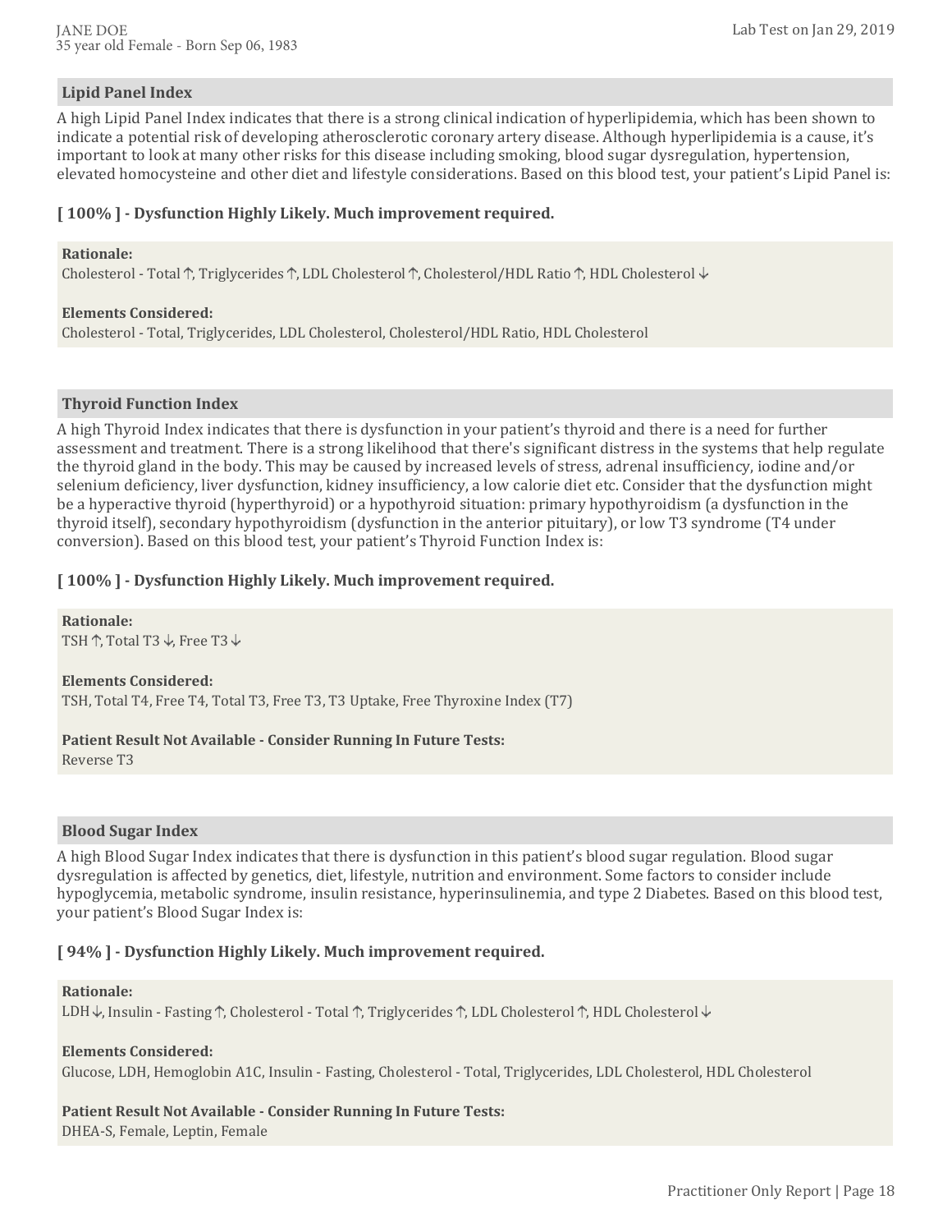## Lipid Panel Index

A high Lipid Panel Index indicates that there is a strong clinical indication of hyperlipidemia, which has been shown to indicate a potential risk of developing atherosclerotic coronary artery disease. Although hyperlipidemia is a cause, it's important to look at many other risks for this disease including smoking, blood sugar dysregulation, hypertension, elevated homocysteine and other diet and lifestyle considerations. Based on this blood test, your patient's Lipid Panel is:

**[ 100% ] - Dysfunction Highly Likely. Much improvement required.**

**Rationale:**
Cholesterol - Total ↑, Triglycerides ↑, LDL Cholesterol ↑, Cholesterol/HDL Ratio ↑, HDL Cholesterol ↓

**Elements Considered:**
Cholesterol - Total, Triglycerides, LDL Cholesterol, Cholesterol/HDL Ratio, HDL Cholesterol

## Thyroid Function Index

A high Thyroid Index indicates that there is dysfunction in your patient's thyroid and there is a need for further assessment and treatment. There is a strong likelihood that there's significant distress in the systems that help regulate the thyroid gland in the body. This may be caused by increased levels of stress, adrenal insufficiency, iodine and/or selenium deficiency, liver dysfunction, kidney insufficiency, a low calorie diet etc. Consider that the dysfunction might be a hyperactive thyroid (hyperthyroid) or a hypothyroid situation: primary hypothyroidism (a dysfunction in the thyroid itself), secondary hypothyroidism (dysfunction in the anterior pituitary), or low T3 syndrome (T4 under conversion). Based on this blood test, your patient's Thyroid Function Index is:

**[ 100% ] - Dysfunction Highly Likely. Much improvement required.**

**Rationale:**
TSH ↑, Total T3 ↓, Free T3 ↓

**Elements Considered:**
TSH, Total T4, Free T4, Total T3, Free T3, T3 Uptake, Free Thyroxine Index (T7)

**Patient Result Not Available - Consider Running In Future Tests:**
Reverse T3

## Blood Sugar Index

A high Blood Sugar Index indicates that there is dysfunction in this patient's blood sugar regulation. Blood sugar dysregulation is affected by genetics, diet, lifestyle, nutrition and environment. Some factors to consider include hypoglycemia, metabolic syndrome, insulin resistance, hyperinsulinemia, and type 2 Diabetes. Based on this blood test, your patient's Blood Sugar Index is:

**[ 94% ] - Dysfunction Highly Likely. Much improvement required.**

**Rationale:**
LDH ↓, Insulin - Fasting ↑, Cholesterol - Total ↑, Triglycerides ↑, LDL Cholesterol ↑, HDL Cholesterol ↓

**Elements Considered:**
Glucose, LDH, Hemoglobin A1C, Insulin - Fasting, Cholesterol - Total, Triglycerides, LDL Cholesterol, HDL Cholesterol

**Patient Result Not Available - Consider Running In Future Tests:**
DHEA-S, Female, Leptin, Female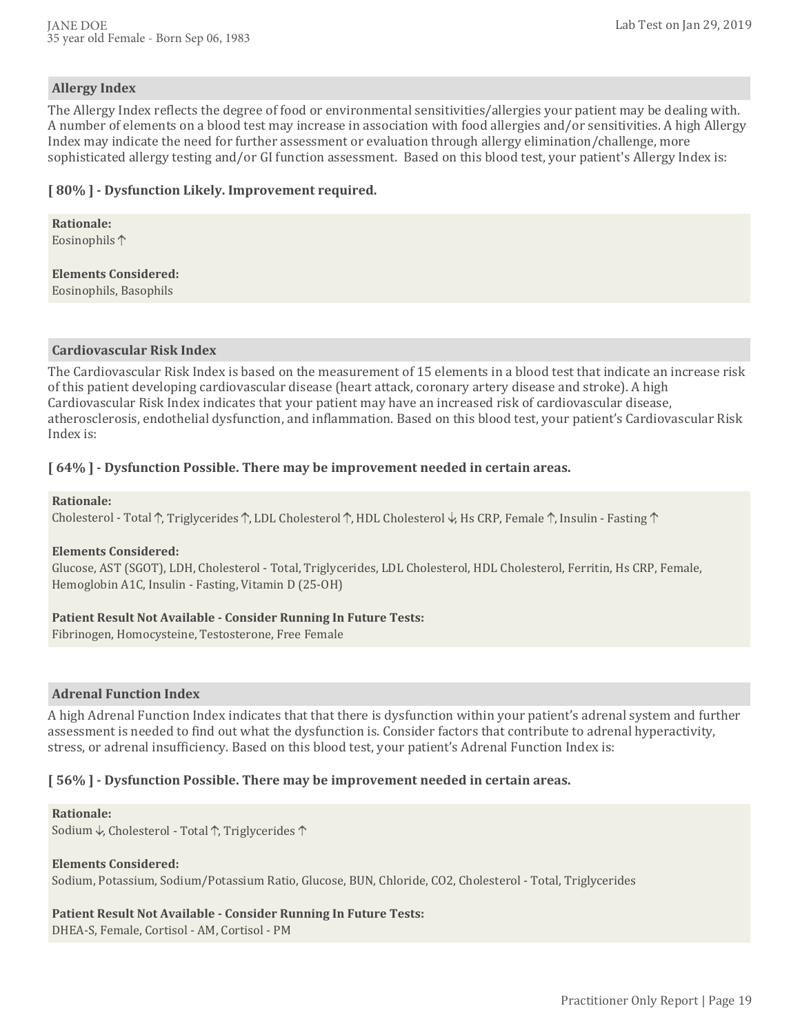## Allergy Index

The Allergy Index reflects the degree of food or environmental sensitivities/allergies your patient may be dealing with. A number of elements on a blood test may increase in association with food allergies and/or sensitivities. A high Allergy Index may indicate the need for further assessment or evaluation through allergy elimination/challenge, more sophisticated allergy testing and/or GI function assessment. Based on this blood test, your patient's Allergy Index is:

**[ 80% ] - Dysfunction Likely. Improvement required.**

**Rationale:**
Eosinophils ↑

**Elements Considered:**
Eosinophils, Basophils

## Cardiovascular Risk Index

The Cardiovascular Risk Index is based on the measurement of 15 elements in a blood test that indicate an increase risk of this patient developing cardiovascular disease (heart attack, coronary artery disease and stroke). A high Cardiovascular Risk Index indicates that your patient may have an increased risk of cardiovascular disease, atherosclerosis, endothelial dysfunction, and inflammation. Based on this blood test, your patient's Cardiovascular Risk Index is:

**[ 64% ] - Dysfunction Possible. There may be improvement needed in certain areas.**

**Rationale:**
Cholesterol - Total ↑, Triglycerides ↑, LDL Cholesterol ↑, HDL Cholesterol ↓, Hs CRP, Female ↑, Insulin - Fasting ↑

**Elements Considered:**
Glucose, AST (SGOT), LDH, Cholesterol - Total, Triglycerides, LDL Cholesterol, HDL Cholesterol, Ferritin, Hs CRP, Female, Hemoglobin A1C, Insulin - Fasting, Vitamin D (25-OH)

**Patient Result Not Available - Consider Running In Future Tests:**
Fibrinogen, Homocysteine, Testosterone, Free Female

## Adrenal Function Index

A high Adrenal Function Index indicates that that there is dysfunction within your patient's adrenal system and further assessment is needed to find out what the dysfunction is. Consider factors that contribute to adrenal hyperactivity, stress, or adrenal insufficiency. Based on this blood test, your patient's Adrenal Function Index is:

**[ 56% ] - Dysfunction Possible. There may be improvement needed in certain areas.**

**Rationale:**
Sodium ↓, Cholesterol - Total ↑, Triglycerides ↑

**Elements Considered:**
Sodium, Potassium, Sodium/Potassium Ratio, Glucose, BUN, Chloride, CO2, Cholesterol - Total, Triglycerides

**Patient Result Not Available - Consider Running In Future Tests:**
DHEA-S, Female, Cortisol - AM, Cortisol - PM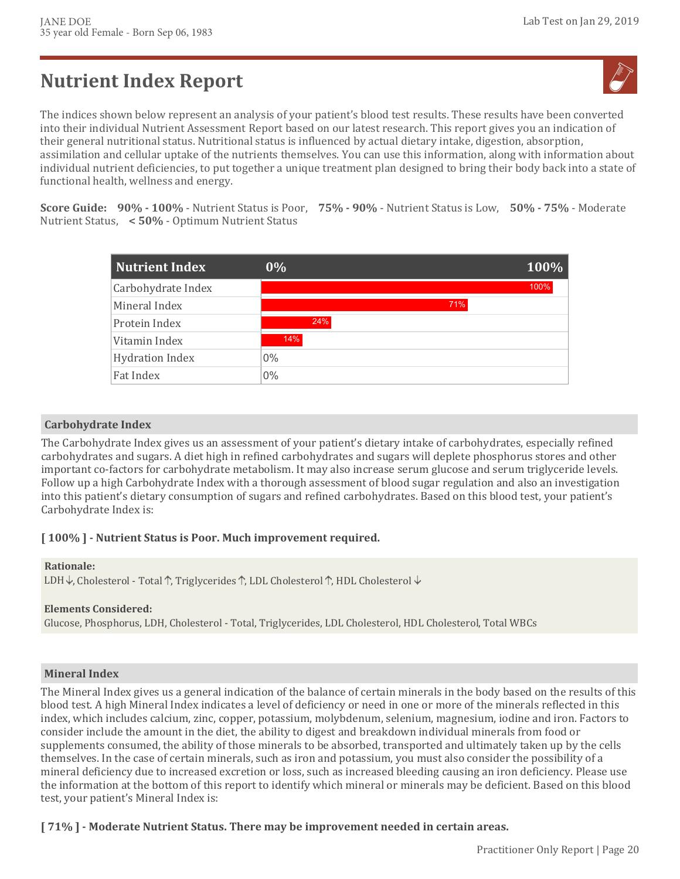# Nutrient Index Report

The indices shown below represent an analysis of your patient's blood test results. These results have been converted into their individual Nutrient Assessment Report based on our latest research. This report gives you an indication of their general nutritional status. Nutritional status is influenced by actual dietary intake, digestion, absorption, assimilation and cellular uptake of the nutrients themselves. You can use this information, along with information about individual nutrient deficiencies, to put together a unique treatment plan designed to bring their body back into a state of functional health, wellness and energy.

**Score Guide: 90% - 100%** - Nutrient Status is Poor, **75% - 90%** - Nutrient Status is Low, **50% - 75%** - Moderate Nutrient Status, **< 50%** - Optimum Nutrient Status

| Nutrient Index | 0% – 100% |
|---|---|
| Carbohydrate Index | 100% |
| Mineral Index | 71% |
| Protein Index | 24% |
| Vitamin Index | 14% |
| Hydration Index | 0% |
| Fat Index | 0% |

## Carbohydrate Index

The Carbohydrate Index gives us an assessment of your patient's dietary intake of carbohydrates, especially refined carbohydrates and sugars. A diet high in refined carbohydrates and sugars will deplete phosphorus stores and other important co-factors for carbohydrate metabolism. It may also increase serum glucose and serum triglyceride levels. Follow up a high Carbohydrate Index with a thorough assessment of blood sugar regulation and also an investigation into this patient's dietary consumption of sugars and refined carbohydrates. Based on this blood test, your patient's Carbohydrate Index is:

**[ 100% ] - Nutrient Status is Poor. Much improvement required.**

**Rationale:**
LDH ↓, Cholesterol - Total ↑, Triglycerides ↑, LDL Cholesterol ↑, HDL Cholesterol ↓

**Elements Considered:**
Glucose, Phosphorus, LDH, Cholesterol - Total, Triglycerides, LDL Cholesterol, HDL Cholesterol, Total WBCs

## Mineral Index

The Mineral Index gives us a general indication of the balance of certain minerals in the body based on the results of this blood test. A high Mineral Index indicates a level of deficiency or need in one or more of the minerals reflected in this index, which includes calcium, zinc, copper, potassium, molybdenum, selenium, magnesium, iodine and iron. Factors to consider include the amount in the diet, the ability to digest and breakdown individual minerals from food or supplements consumed, the ability of those minerals to be absorbed, transported and ultimately taken up by the cells themselves. In the case of certain minerals, such as iron and potassium, you must also consider the possibility of a mineral deficiency due to increased excretion or loss, such as increased bleeding causing an iron deficiency. Please use the information at the bottom of this report to identify which mineral or minerals may be deficient. Based on this blood test, your patient's Mineral Index is:

**[ 71% ] - Moderate Nutrient Status. There may be improvement needed in certain areas.**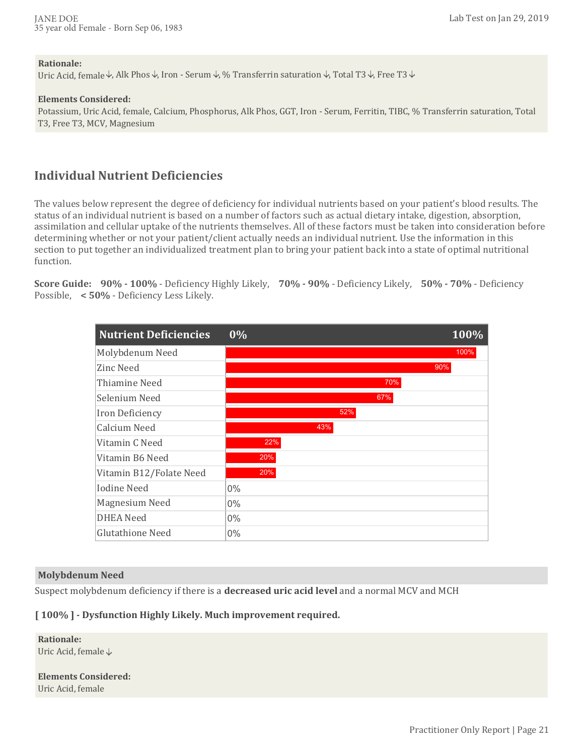**Rationale:**
Uric Acid, female ↓, Alk Phos ↓, Iron - Serum ↓, % Transferrin saturation ↓, Total T3 ↓, Free T3 ↓

**Elements Considered:**
Potassium, Uric Acid, female, Calcium, Phosphorus, Alk Phos, GGT, Iron - Serum, Ferritin, TIBC, % Transferrin saturation, Total T3, Free T3, MCV, Magnesium

## Individual Nutrient Deficiencies

The values below represent the degree of deficiency for individual nutrients based on your patient's blood results. The status of an individual nutrient is based on a number of factors such as actual dietary intake, digestion, absorption, assimilation and cellular uptake of the nutrients themselves. All of these factors must be taken into consideration before determining whether or not your patient/client actually needs an individual nutrient. Use the information in this section to put together an individualized treatment plan to bring your patient back into a state of optimal nutritional function.

**Score Guide:** **90% - 100%** - Deficiency Highly Likely, **70% - 90%** - Deficiency Likely, **50% - 70%** - Deficiency Possible, **< 50%** - Deficiency Less Likely.

| Nutrient Deficiencies | 0% - 100% |
|---|---|
| Molybdenum Need | 100% |
| Zinc Need | 90% |
| Thiamine Need | 70% |
| Selenium Need | 67% |
| Iron Deficiency | 52% |
| Calcium Need | 43% |
| Vitamin C Need | 22% |
| Vitamin B6 Need | 20% |
| Vitamin B12/Folate Need | 20% |
| Iodine Need | 0% |
| Magnesium Need | 0% |
| DHEA Need | 0% |
| Glutathione Need | 0% |

### Molybdenum Need

Suspect molybdenum deficiency if there is a **decreased uric acid level** and a normal MCV and MCH

**[ 100% ] - Dysfunction Highly Likely. Much improvement required.**

**Rationale:**
Uric Acid, female ↓

**Elements Considered:**
Uric Acid, female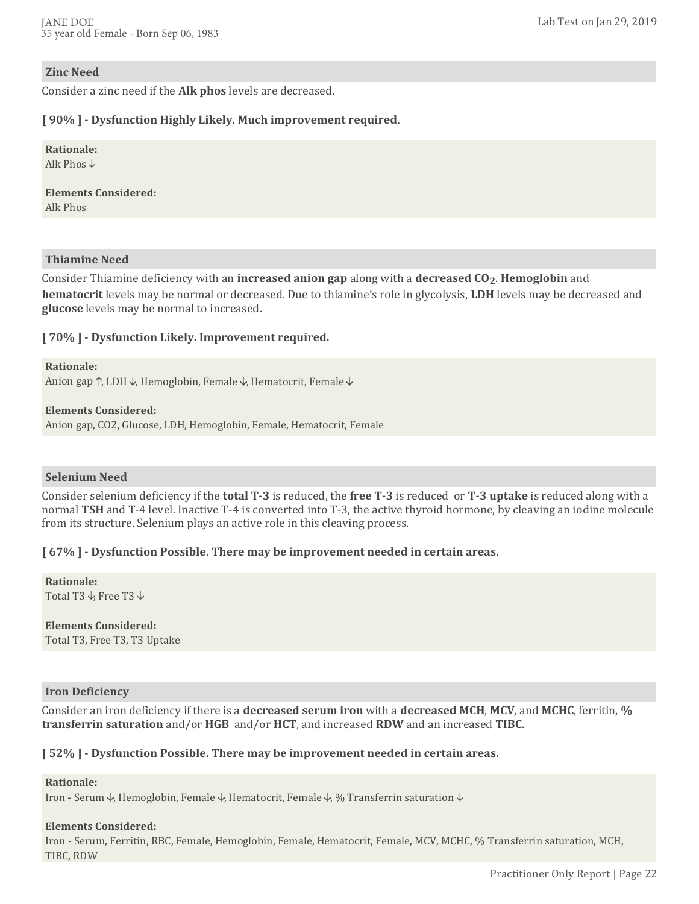## Zinc Need

Consider a zinc need if the **Alk phos** levels are decreased.

**[ 90% ] - Dysfunction Highly Likely. Much improvement required.**

**Rationale:**
Alk Phos ↓

**Elements Considered:**
Alk Phos

## Thiamine Need

Consider Thiamine deficiency with an **increased anion gap** along with a **decreased $CO_2$**. **Hemoglobin** and **hematocrit** levels may be normal or decreased. Due to thiamine's role in glycolysis, **LDH** levels may be decreased and **glucose** levels may be normal to increased.

**[ 70% ] - Dysfunction Likely. Improvement required.**

**Rationale:**
Anion gap ↑, LDH ↓, Hemoglobin, Female ↓, Hematocrit, Female ↓

**Elements Considered:**
Anion gap, CO2, Glucose, LDH, Hemoglobin, Female, Hematocrit, Female

## Selenium Need

Consider selenium deficiency if the **total T-3** is reduced, the **free T-3** is reduced or **T-3 uptake** is reduced along with a normal **TSH** and T-4 level. Inactive T-4 is converted into T-3, the active thyroid hormone, by cleaving an iodine molecule from its structure. Selenium plays an active role in this cleaving process.

**[ 67% ] - Dysfunction Possible. There may be improvement needed in certain areas.**

**Rationale:**
Total T3 ↓, Free T3 ↓

**Elements Considered:**
Total T3, Free T3, T3 Uptake

## Iron Deficiency

Consider an iron deficiency if there is a **decreased serum iron** with a **decreased MCH**, **MCV**, and **MCHC**, ferritin, **% transferrin saturation** and/or **HGB** and/or **HCT**, and increased **RDW** and an increased **TIBC**.

**[ 52% ] - Dysfunction Possible. There may be improvement needed in certain areas.**

**Rationale:**
Iron - Serum ↓, Hemoglobin, Female ↓, Hematocrit, Female ↓, % Transferrin saturation ↓

**Elements Considered:**
Iron - Serum, Ferritin, RBC, Female, Hemoglobin, Female, Hematocrit, Female, MCV, MCHC, % Transferrin saturation, MCH, TIBC, RDW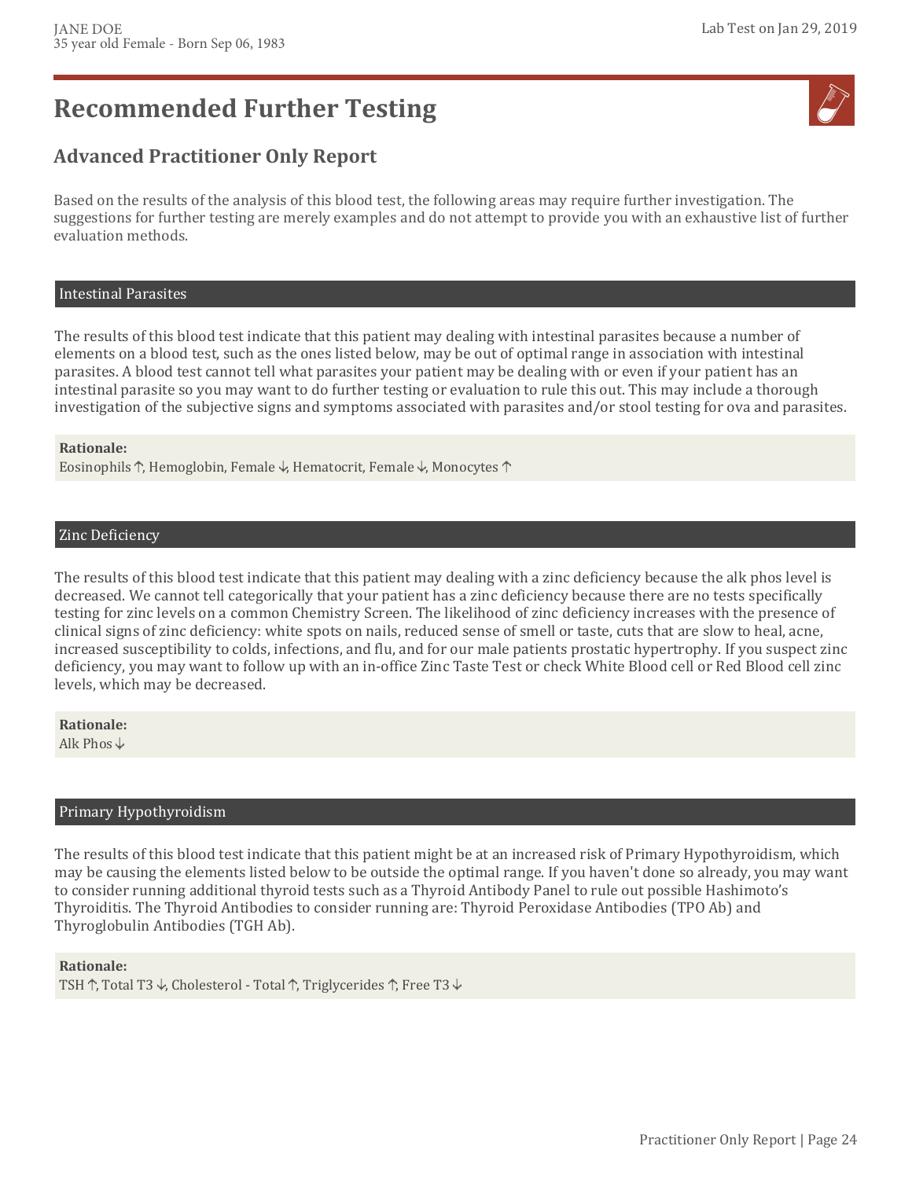# Recommended Further Testing

## Advanced Practitioner Only Report

Based on the results of the analysis of this blood test, the following areas may require further investigation. The suggestions for further testing are merely examples and do not attempt to provide you with an exhaustive list of further evaluation methods.

### Intestinal Parasites

The results of this blood test indicate that this patient may dealing with intestinal parasites because a number of elements on a blood test, such as the ones listed below, may be out of optimal range in association with intestinal parasites. A blood test cannot tell what parasites your patient may be dealing with or even if your patient has an intestinal parasite so you may want to do further testing or evaluation to rule this out. This may include a thorough investigation of the subjective signs and symptoms associated with parasites and/or stool testing for ova and parasites.

**Rationale:**
Eosinophils ↑, Hemoglobin, Female ↓, Hematocrit, Female ↓, Monocytes ↑

### Zinc Deficiency

The results of this blood test indicate that this patient may dealing with a zinc deficiency because the alk phos level is decreased. We cannot tell categorically that your patient has a zinc deficiency because there are no tests specifically testing for zinc levels on a common Chemistry Screen. The likelihood of zinc deficiency increases with the presence of clinical signs of zinc deficiency: white spots on nails, reduced sense of smell or taste, cuts that are slow to heal, acne, increased susceptibility to colds, infections, and flu, and for our male patients prostatic hypertrophy. If you suspect zinc deficiency, you may want to follow up with an in-office Zinc Taste Test or check White Blood cell or Red Blood cell zinc levels, which may be decreased.

**Rationale:**
Alk Phos ↓

### Primary Hypothyroidism

The results of this blood test indicate that this patient might be at an increased risk of Primary Hypothyroidism, which may be causing the elements listed below to be outside the optimal range. If you haven't done so already, you may want to consider running additional thyroid tests such as a Thyroid Antibody Panel to rule out possible Hashimoto's Thyroiditis. The Thyroid Antibodies to consider running are: Thyroid Peroxidase Antibodies (TPO Ab) and Thyroglobulin Antibodies (TGH Ab).

**Rationale:**
TSH ↑, Total T3 ↓, Cholesterol - Total ↑, Triglycerides ↑, Free T3 ↓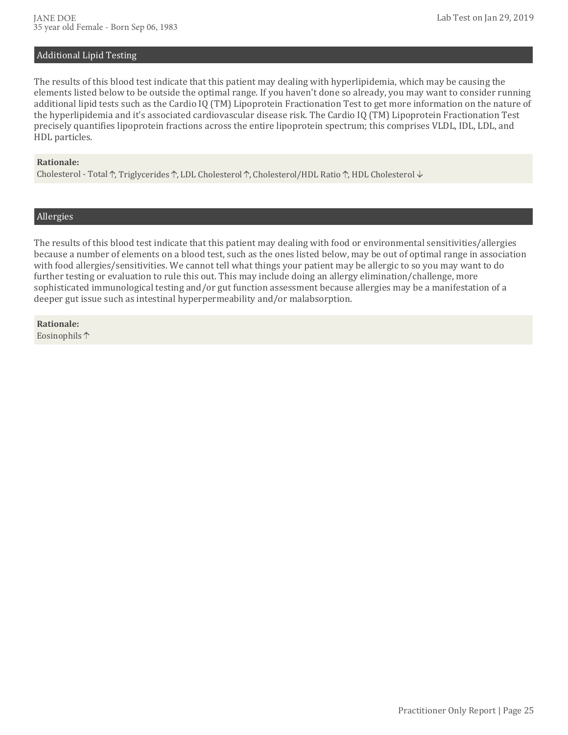## Additional Lipid Testing

The results of this blood test indicate that this patient may dealing with hyperlipidemia, which may be causing the elements listed below to be outside the optimal range. If you haven't done so already, you may want to consider running additional lipid tests such as the Cardio IQ (TM) Lipoprotein Fractionation Test to get more information on the nature of the hyperlipidemia and it's associated cardiovascular disease risk. The Cardio IQ (TM) Lipoprotein Fractionation Test precisely quantifies lipoprotein fractions across the entire lipoprotein spectrum; this comprises VLDL, IDL, LDL, and HDL particles.

**Rationale:**
Cholesterol - Total ↑, Triglycerides ↑, LDL Cholesterol ↑, Cholesterol/HDL Ratio ↑, HDL Cholesterol ↓

## Allergies

The results of this blood test indicate that this patient may dealing with food or environmental sensitivities/allergies because a number of elements on a blood test, such as the ones listed below, may be out of optimal range in association with food allergies/sensitivities. We cannot tell what things your patient may be allergic to so you may want to do further testing or evaluation to rule this out. This may include doing an allergy elimination/challenge, more sophisticated immunological testing and/or gut function assessment because allergies may be a manifestation of a deeper gut issue such as intestinal hyperpermeability and/or malabsorption.

**Rationale:**
Eosinophils ↑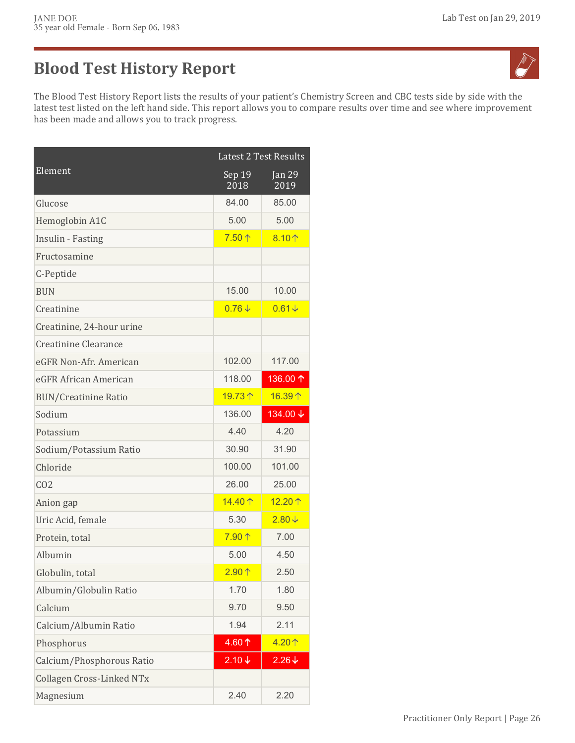# Blood Test History Report

The Blood Test History Report lists the results of your patient's Chemistry Screen and CBC tests side by side with the latest test listed on the left hand side. This report allows you to compare results over time and see where improvement has been made and allows you to track progress.

| Element | Latest 2 Test Results | |
|---|---|---|
| | Sep 19 2018 | Jan 29 2019 |
| Glucose | 84.00 | 85.00 |
| Hemoglobin A1C | 5.00 | 5.00 |
| Insulin - Fasting | 7.50 ↑ | 8.10 ↑ |
| Fructosamine | | |
| C-Peptide | | |
| BUN | 15.00 | 10.00 |
| Creatinine | 0.76 ↓ | 0.61 ↓ |
| Creatinine, 24-hour urine | | |
| Creatinine Clearance | | |
| eGFR Non-Afr. American | 102.00 | 117.00 |
| eGFR African American | 118.00 | 136.00 ↑ |
| BUN/Creatinine Ratio | 19.73 ↑ | 16.39 ↑ |
| Sodium | 136.00 | 134.00 ↓ |
| Potassium | 4.40 | 4.20 |
| Sodium/Potassium Ratio | 30.90 | 31.90 |
| Chloride | 100.00 | 101.00 |
| CO2 | 26.00 | 25.00 |
| Anion gap | 14.40 ↑ | 12.20 ↑ |
| Uric Acid, female | 5.30 | 2.80 ↓ |
| Protein, total | 7.90 ↑ | 7.00 |
| Albumin | 5.00 | 4.50 |
| Globulin, total | 2.90 ↑ | 2.50 |
| Albumin/Globulin Ratio | 1.70 | 1.80 |
| Calcium | 9.70 | 9.50 |
| Calcium/Albumin Ratio | 1.94 | 2.11 |
| Phosphorus | 4.60 ↑ | 4.20 ↑ |
| Calcium/Phosphorous Ratio | 2.10 ↓ | 2.26 ↓ |
| Collagen Cross-Linked NTx | | |
| Magnesium | 2.40 | 2.20 |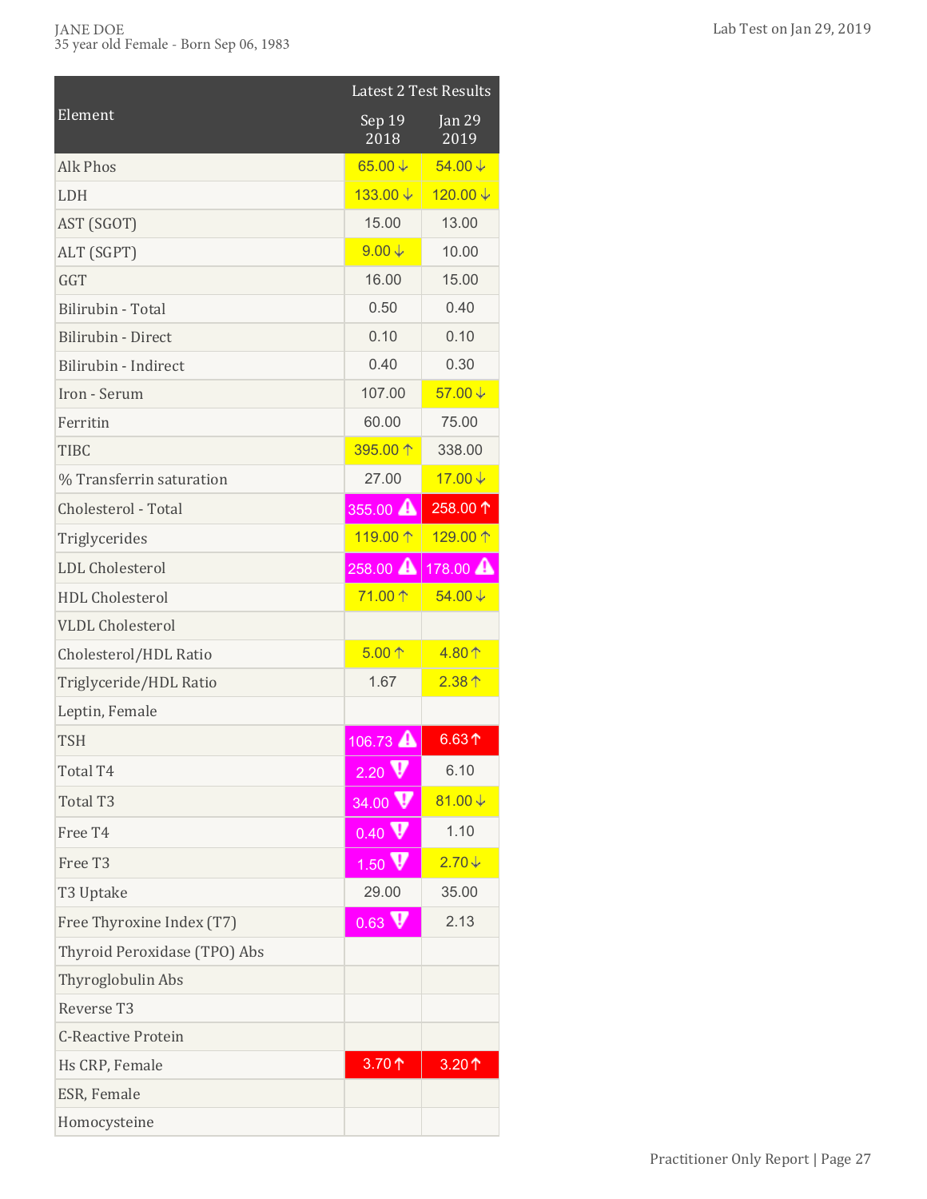JANE DOE
35 year old Female - Born Sep 06, 1983

Lab Test on Jan 29, 2019

| Element | Latest 2 Test Results | |
|---|---|---|
| | Sep 19 2018 | Jan 29 2019 |
| Alk Phos | 65.00 ↓ | 54.00 ↓ |
| LDH | 133.00 ↓ | 120.00 ↓ |
| AST (SGOT) | 15.00 | 13.00 |
| ALT (SGPT) | 9.00 ↓ | 10.00 |
| GGT | 16.00 | 15.00 |
| Bilirubin - Total | 0.50 | 0.40 |
| Bilirubin - Direct | 0.10 | 0.10 |
| Bilirubin - Indirect | 0.40 | 0.30 |
| Iron - Serum | 107.00 | 57.00 ↓ |
| Ferritin | 60.00 | 75.00 |
| TIBC | 395.00 ↑ | 338.00 |
| % Transferrin saturation | 27.00 | 17.00 ↓ |
| Cholesterol - Total | 355.00 ⚠ | 258.00 ↑ |
| Triglycerides | 119.00 ↑ | 129.00 ↑ |
| LDL Cholesterol | 258.00 ⚠ | 178.00 ⚠ |
| HDL Cholesterol | 71.00 ↑ | 54.00 ↓ |
| VLDL Cholesterol | | |
| Cholesterol/HDL Ratio | 5.00 ↑ | 4.80 ↑ |
| Triglyceride/HDL Ratio | 1.67 | 2.38 ↑ |
| Leptin, Female | | |
| TSH | 106.73 ⚠ | 6.63 ↑ |
| Total T4 | 2.20 ! | 6.10 |
| Total T3 | 34.00 ! | 81.00 ↓ |
| Free T4 | 0.40 ! | 1.10 |
| Free T3 | 1.50 ! | 2.70 ↓ |
| T3 Uptake | 29.00 | 35.00 |
| Free Thyroxine Index (T7) | 0.63 ! | 2.13 |
| Thyroid Peroxidase (TPO) Abs | | |
| Thyroglobulin Abs | | |
| Reverse T3 | | |
| C-Reactive Protein | | |
| Hs CRP, Female | 3.70 ↑ | 3.20 ↑ |
| ESR, Female | | |
| Homocysteine | | |

Practitioner Only Report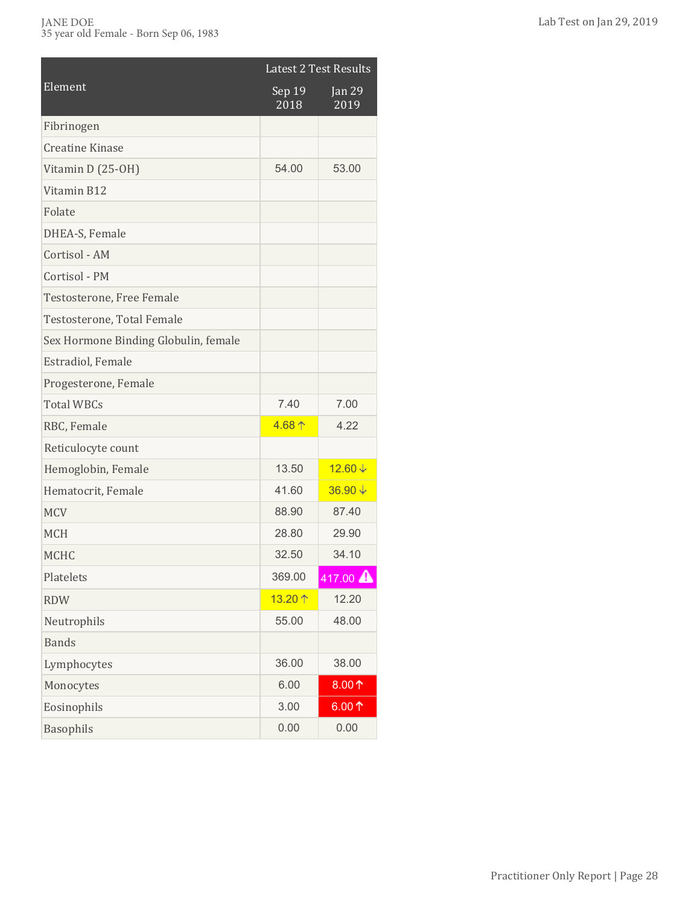JANE DOE
35 year old Female - Born Sep 06, 1983

Lab Test on Jan 29, 2019

| Element | Latest 2 Test Results | |
|---|---|---|
| | Sep 19 2018 | Jan 29 2019 |
| Fibrinogen | | |
| Creatine Kinase | | |
| Vitamin D (25-OH) | 54.00 | 53.00 |
| Vitamin B12 | | |
| Folate | | |
| DHEA-S, Female | | |
| Cortisol - AM | | |
| Cortisol - PM | | |
| Testosterone, Free Female | | |
| Testosterone, Total Female | | |
| Sex Hormone Binding Globulin, female | | |
| Estradiol, Female | | |
| Progesterone, Female | | |
| Total WBCs | 7.40 | 7.00 |
| RBC, Female | 4.68 ↑ | 4.22 |
| Reticulocyte count | | |
| Hemoglobin, Female | 13.50 | 12.60 ↓ |
| Hematocrit, Female | 41.60 | 36.90 ↓ |
| MCV | 88.90 | 87.40 |
| MCH | 28.80 | 29.90 |
| MCHC | 32.50 | 34.10 |
| Platelets | 369.00 | 417.00 ⚠ |
| RDW | 13.20 ↑ | 12.20 |
| Neutrophils | 55.00 | 48.00 |
| Bands | | |
| Lymphocytes | 36.00 | 38.00 |
| Monocytes | 6.00 | 8.00 ↑ |
| Eosinophils | 3.00 | 6.00 ↑ |
| Basophils | 0.00 | 0.00 |

Practitioner Only Report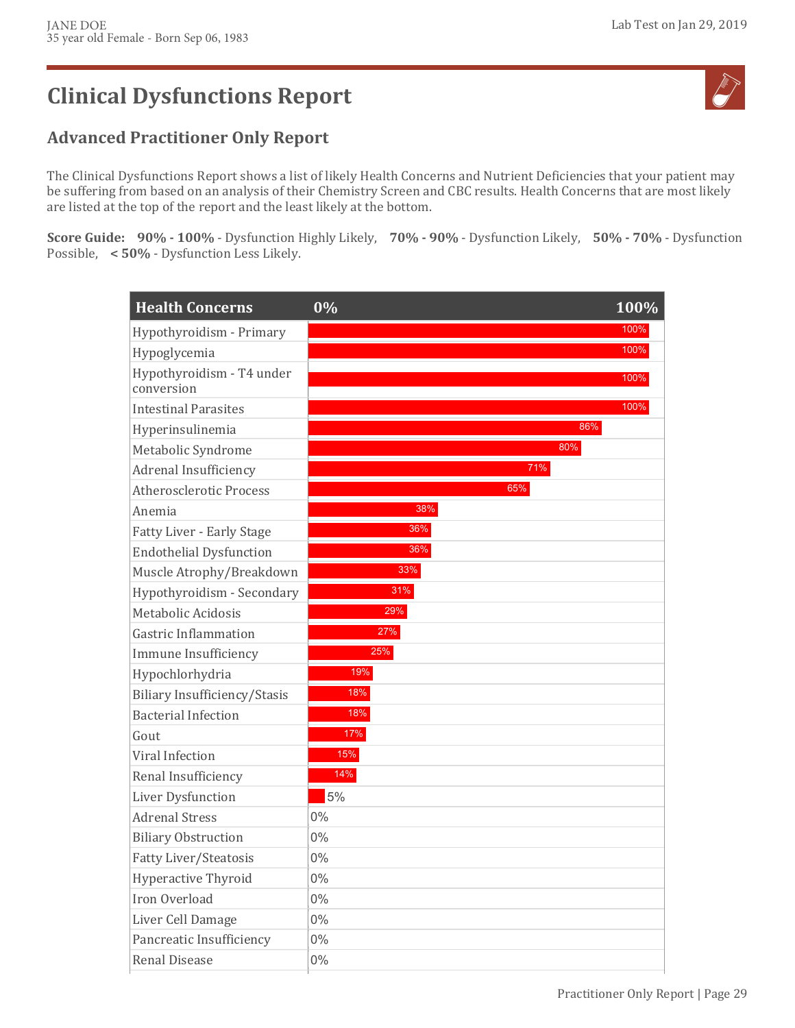# Clinical Dysfunctions Report

## Advanced Practitioner Only Report

The Clinical Dysfunctions Report shows a list of likely Health Concerns and Nutrient Deficiencies that your patient may be suffering from based on an analysis of their Chemistry Screen and CBC results. Health Concerns that are most likely are listed at the top of the report and the least likely at the bottom.

**Score Guide:** **90% - 100%** - Dysfunction Highly Likely, **70% - 90%** - Dysfunction Likely, **50% - 70%** - Dysfunction Possible, **< 50%** - Dysfunction Less Likely.

| Health Concerns | 0% – 100% |
|---|---|
| Hypothyroidism - Primary | 100% |
| Hypoglycemia | 100% |
| Hypothyroidism - T4 under conversion | 100% |
| Intestinal Parasites | 100% |
| Hyperinsulinemia | 86% |
| Metabolic Syndrome | 80% |
| Adrenal Insufficiency | 71% |
| Atherosclerotic Process | 65% |
| Anemia | 38% |
| Fatty Liver - Early Stage | 36% |
| Endothelial Dysfunction | 36% |
| Muscle Atrophy/Breakdown | 33% |
| Hypothyroidism - Secondary | 31% |
| Metabolic Acidosis | 29% |
| Gastric Inflammation | 27% |
| Immune Insufficiency | 25% |
| Hypochlorhydria | 19% |
| Biliary Insufficiency/Stasis | 18% |
| Bacterial Infection | 18% |
| Gout | 17% |
| Viral Infection | 15% |
| Renal Insufficiency | 14% |
| Liver Dysfunction | 5% |
| Adrenal Stress | 0% |
| Biliary Obstruction | 0% |
| Fatty Liver/Steatosis | 0% |
| Hyperactive Thyroid | 0% |
| Iron Overload | 0% |
| Liver Cell Damage | 0% |
| Pancreatic Insufficiency | 0% |
| Renal Disease | 0% |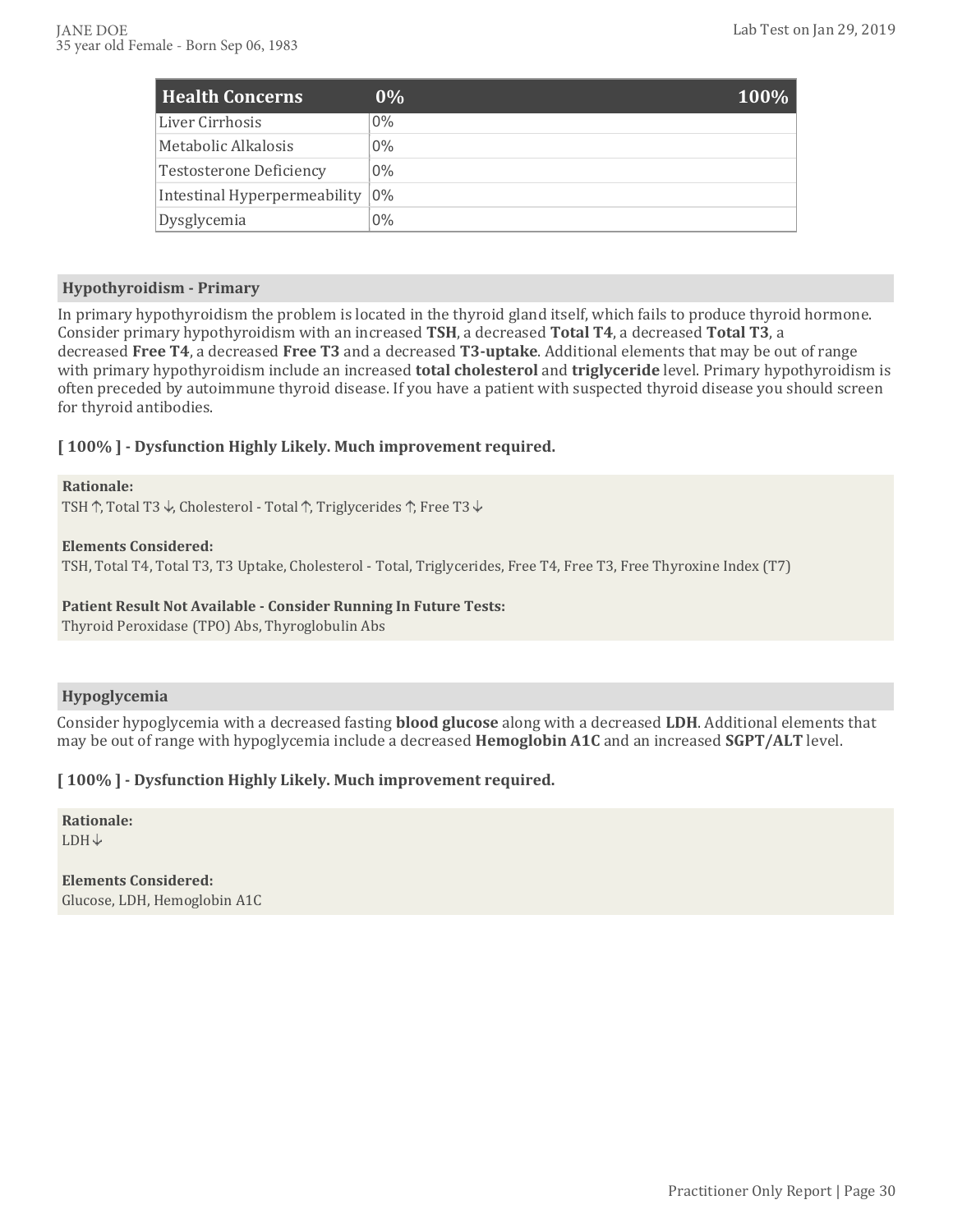| Health Concerns | 0% | 100% |
|---|---|---|
| Liver Cirrhosis | 0% | |
| Metabolic Alkalosis | 0% | |
| Testosterone Deficiency | 0% | |
| Intestinal Hyperpermeability | 0% | |
| Dysglycemia | 0% | |

## Hypothyroidism - Primary

In primary hypothyroidism the problem is located in the thyroid gland itself, which fails to produce thyroid hormone. Consider primary hypothyroidism with an increased **TSH**, a decreased **Total T4**, a decreased **Total T3**, a decreased **Free T4**, a decreased **Free T3** and a decreased **T3-uptake**. Additional elements that may be out of range with primary hypothyroidism include an increased **total cholesterol** and **triglyceride** level. Primary hypothyroidism is often preceded by autoimmune thyroid disease. If you have a patient with suspected thyroid disease you should screen for thyroid antibodies.

**[ 100% ] - Dysfunction Highly Likely. Much improvement required.**

**Rationale:**
TSH ↑, Total T3 ↓, Cholesterol - Total ↑, Triglycerides ↑, Free T3 ↓

**Elements Considered:**
TSH, Total T4, Total T3, T3 Uptake, Cholesterol - Total, Triglycerides, Free T4, Free T3, Free Thyroxine Index (T7)

**Patient Result Not Available - Consider Running In Future Tests:**
Thyroid Peroxidase (TPO) Abs, Thyroglobulin Abs

## Hypoglycemia

Consider hypoglycemia with a decreased fasting **blood glucose** along with a decreased **LDH**. Additional elements that may be out of range with hypoglycemia include a decreased **Hemoglobin A1C** and an increased **SGPT/ALT** level.

**[ 100% ] - Dysfunction Highly Likely. Much improvement required.**

**Rationale:**
LDH ↓

**Elements Considered:**
Glucose, LDH, Hemoglobin A1C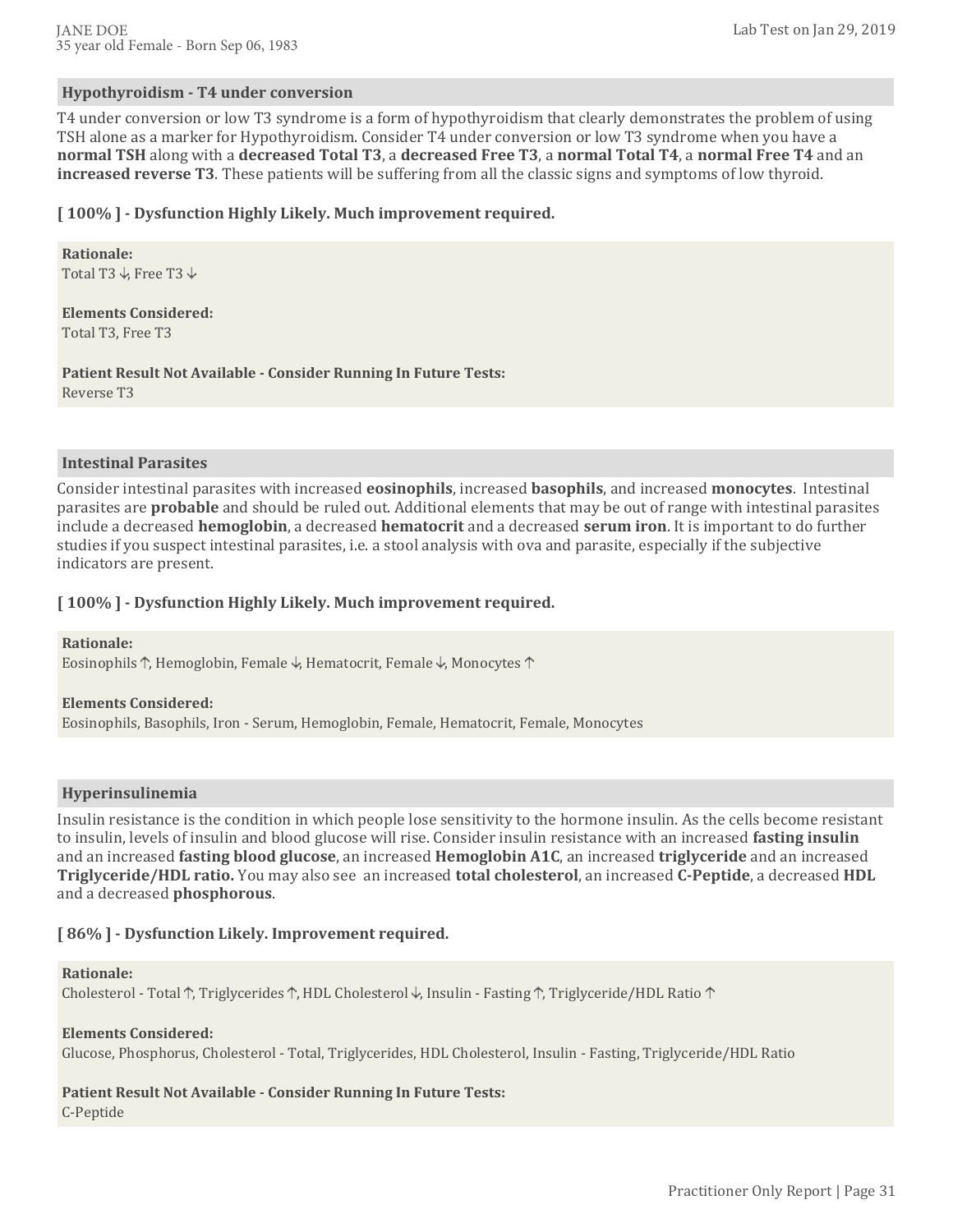## Hypothyroidism - T4 under conversion

T4 under conversion or low T3 syndrome is a form of hypothyroidism that clearly demonstrates the problem of using TSH alone as a marker for Hypothyroidism. Consider T4 under conversion or low T3 syndrome when you have a **normal TSH** along with a **decreased Total T3**, a **decreased Free T3**, a **normal Total T4**, a **normal Free T4** and an **increased reverse T3**. These patients will be suffering from all the classic signs and symptoms of low thyroid.

**[ 100% ] - Dysfunction Highly Likely. Much improvement required.**

**Rationale:**
Total T3 ↓, Free T3 ↓

**Elements Considered:**
Total T3, Free T3

**Patient Result Not Available - Consider Running In Future Tests:**
Reverse T3

## Intestinal Parasites

Consider intestinal parasites with increased **eosinophils**, increased **basophils**, and increased **monocytes**. Intestinal parasites are **probable** and should be ruled out. Additional elements that may be out of range with intestinal parasites include a decreased **hemoglobin**, a decreased **hematocrit** and a decreased **serum iron**. It is important to do further studies if you suspect intestinal parasites, i.e. a stool analysis with ova and parasite, especially if the subjective indicators are present.

**[ 100% ] - Dysfunction Highly Likely. Much improvement required.**

**Rationale:**
Eosinophils ↑, Hemoglobin, Female ↓, Hematocrit, Female ↓, Monocytes ↑

**Elements Considered:**
Eosinophils, Basophils, Iron - Serum, Hemoglobin, Female, Hematocrit, Female, Monocytes

## Hyperinsulinemia

Insulin resistance is the condition in which people lose sensitivity to the hormone insulin. As the cells become resistant to insulin, levels of insulin and blood glucose will rise. Consider insulin resistance with an increased **fasting insulin** and an increased **fasting blood glucose**, an increased **Hemoglobin A1C**, an increased **triglyceride** and an increased **Triglyceride/HDL ratio.** You may also see an increased **total cholesterol**, an increased **C-Peptide**, a decreased **HDL** and a decreased **phosphorous**.

**[ 86% ] - Dysfunction Likely. Improvement required.**

**Rationale:**
Cholesterol - Total ↑, Triglycerides ↑, HDL Cholesterol ↓, Insulin - Fasting ↑, Triglyceride/HDL Ratio ↑

**Elements Considered:**
Glucose, Phosphorus, Cholesterol - Total, Triglycerides, HDL Cholesterol, Insulin - Fasting, Triglyceride/HDL Ratio

**Patient Result Not Available - Consider Running In Future Tests:**
C-Peptide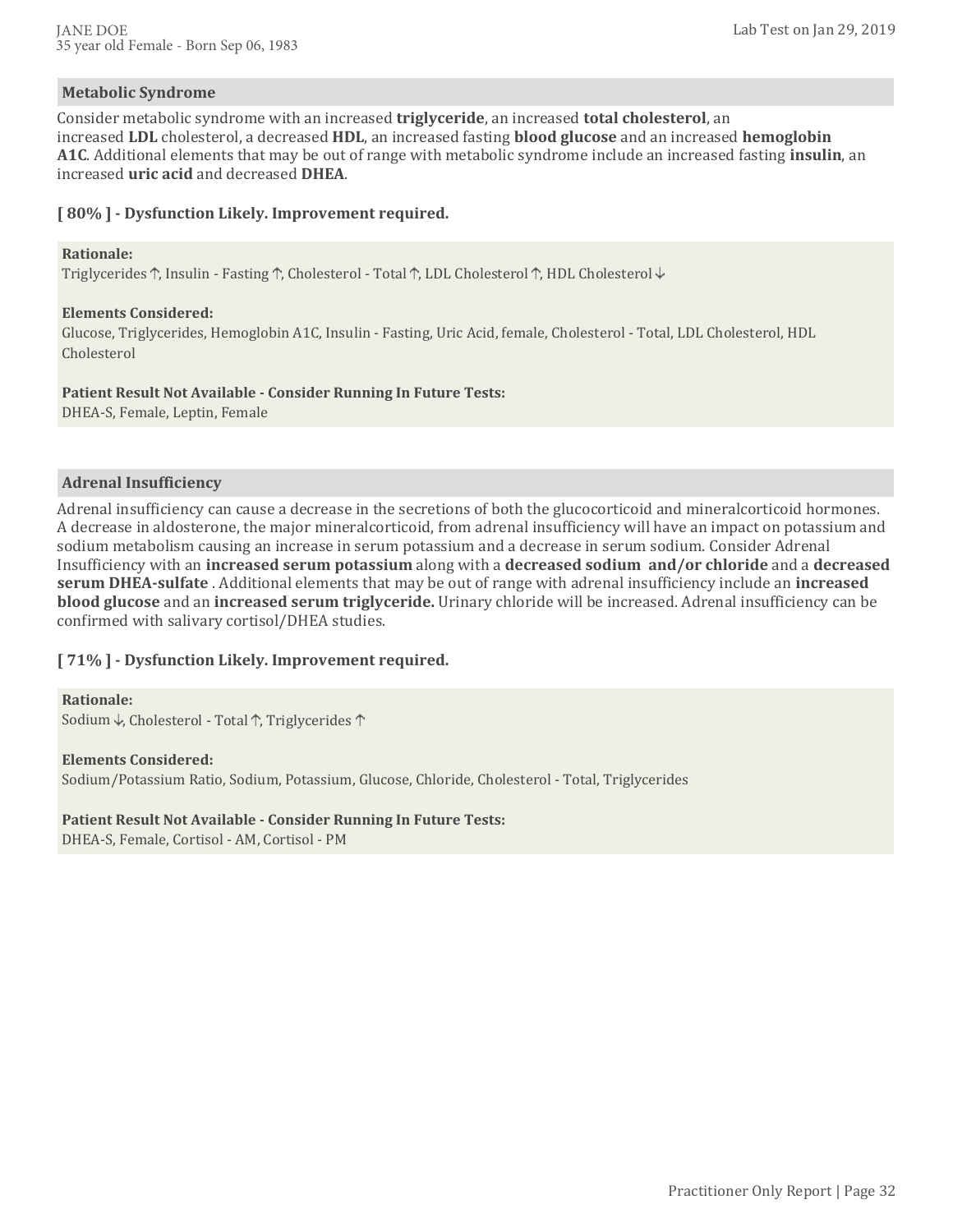## Metabolic Syndrome

Consider metabolic syndrome with an increased **triglyceride**, an increased **total cholesterol**, an increased **LDL** cholesterol, a decreased **HDL**, an increased fasting **blood glucose** and an increased **hemoglobin A1C**. Additional elements that may be out of range with metabolic syndrome include an increased fasting **insulin**, an increased **uric acid** and decreased **DHEA**.

**[ 80% ] - Dysfunction Likely. Improvement required.**

**Rationale:**
Triglycerides ↑, Insulin - Fasting ↑, Cholesterol - Total ↑, LDL Cholesterol ↑, HDL Cholesterol ↓

**Elements Considered:**
Glucose, Triglycerides, Hemoglobin A1C, Insulin - Fasting, Uric Acid, female, Cholesterol - Total, LDL Cholesterol, HDL Cholesterol

**Patient Result Not Available - Consider Running In Future Tests:**
DHEA-S, Female, Leptin, Female

## Adrenal Insufficiency

Adrenal insufficiency can cause a decrease in the secretions of both the glucocorticoid and mineralcorticoid hormones. A decrease in aldosterone, the major mineralcorticoid, from adrenal insufficiency will have an impact on potassium and sodium metabolism causing an increase in serum potassium and a decrease in serum sodium. Consider Adrenal Insufficiency with an **increased serum potassium** along with a **decreased sodium and/or chloride** and a **decreased serum DHEA-sulfate** . Additional elements that may be out of range with adrenal insufficiency include an **increased blood glucose** and an **increased serum triglyceride.** Urinary chloride will be increased. Adrenal insufficiency can be confirmed with salivary cortisol/DHEA studies.

**[ 71% ] - Dysfunction Likely. Improvement required.**

**Rationale:**
Sodium ↓, Cholesterol - Total ↑, Triglycerides ↑

**Elements Considered:**
Sodium/Potassium Ratio, Sodium, Potassium, Glucose, Chloride, Cholesterol - Total, Triglycerides

**Patient Result Not Available - Consider Running In Future Tests:**
DHEA-S, Female, Cortisol - AM, Cortisol - PM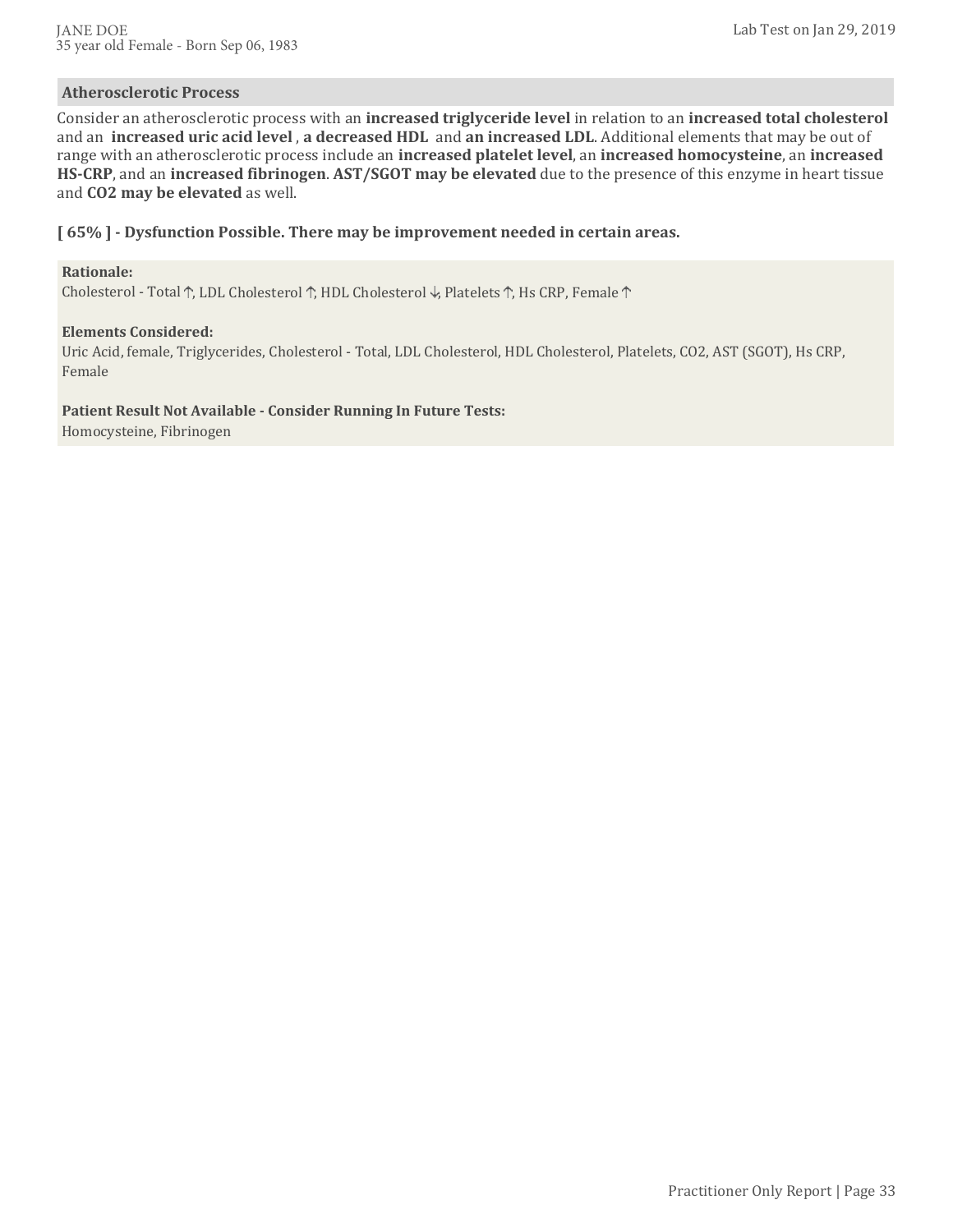## Atherosclerotic Process

Consider an atherosclerotic process with an **increased triglyceride level** in relation to an **increased total cholesterol** and an **increased uric acid level** , **a decreased HDL** and **an increased LDL**. Additional elements that may be out of range with an atherosclerotic process include an **increased platelet level**, an **increased homocysteine**, an **increased HS-CRP**, and an **increased fibrinogen**. **AST/SGOT may be elevated** due to the presence of this enzyme in heart tissue and **CO2 may be elevated** as well.

**[ 65% ] - Dysfunction Possible. There may be improvement needed in certain areas.**

**Rationale:**
Cholesterol - Total ↑, LDL Cholesterol ↑, HDL Cholesterol ↓, Platelets ↑, Hs CRP, Female ↑

**Elements Considered:**
Uric Acid, female, Triglycerides, Cholesterol - Total, LDL Cholesterol, HDL Cholesterol, Platelets, CO2, AST (SGOT), Hs CRP, Female

**Patient Result Not Available - Consider Running In Future Tests:**
Homocysteine, Fibrinogen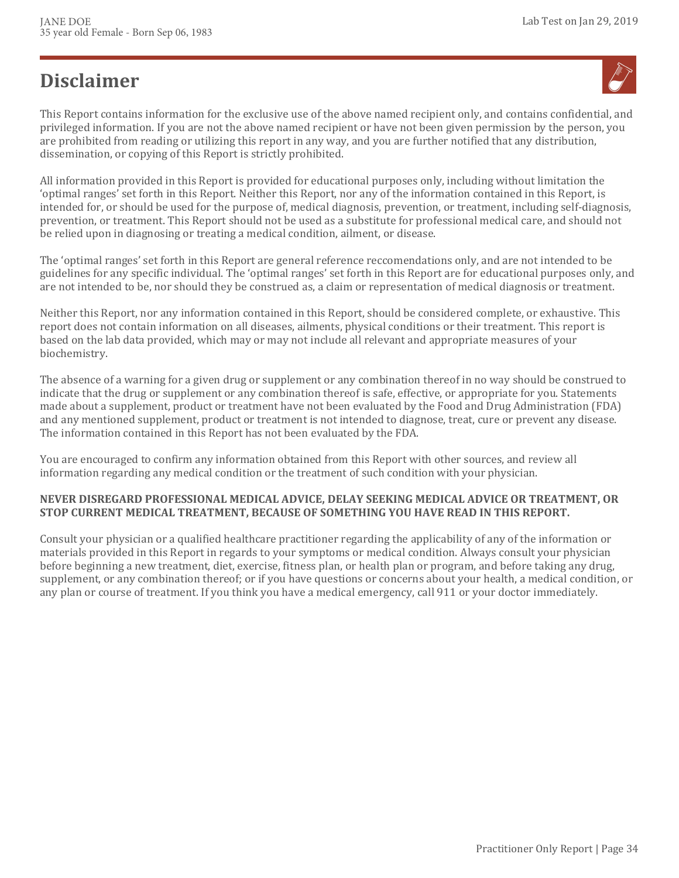# Disclaimer

This Report contains information for the exclusive use of the above named recipient only, and contains confidential, and privileged information. If you are not the above named recipient or have not been given permission by the person, you are prohibited from reading or utilizing this report in any way, and you are further notified that any distribution, dissemination, or copying of this Report is strictly prohibited.

All information provided in this Report is provided for educational purposes only, including without limitation the 'optimal ranges' set forth in this Report. Neither this Report, nor any of the information contained in this Report, is intended for, or should be used for the purpose of, medical diagnosis, prevention, or treatment, including self-diagnosis, prevention, or treatment. This Report should not be used as a substitute for professional medical care, and should not be relied upon in diagnosing or treating a medical condition, ailment, or disease.

The 'optimal ranges' set forth in this Report are general reference reccomendations only, and are not intended to be guidelines for any specific individual. The 'optimal ranges' set forth in this Report are for educational purposes only, and are not intended to be, nor should they be construed as, a claim or representation of medical diagnosis or treatment.

Neither this Report, nor any information contained in this Report, should be considered complete, or exhaustive. This report does not contain information on all diseases, ailments, physical conditions or their treatment. This report is based on the lab data provided, which may or may not include all relevant and appropriate measures of your biochemistry.

The absence of a warning for a given drug or supplement or any combination thereof in no way should be construed to indicate that the drug or supplement or any combination thereof is safe, effective, or appropriate for you. Statements made about a supplement, product or treatment have not been evaluated by the Food and Drug Administration (FDA) and any mentioned supplement, product or treatment is not intended to diagnose, treat, cure or prevent any disease. The information contained in this Report has not been evaluated by the FDA.

You are encouraged to confirm any information obtained from this Report with other sources, and review all information regarding any medical condition or the treatment of such condition with your physician.

**NEVER DISREGARD PROFESSIONAL MEDICAL ADVICE, DELAY SEEKING MEDICAL ADVICE OR TREATMENT, OR STOP CURRENT MEDICAL TREATMENT, BECAUSE OF SOMETHING YOU HAVE READ IN THIS REPORT.**

Consult your physician or a qualified healthcare practitioner regarding the applicability of any of the information or materials provided in this Report in regards to your symptoms or medical condition. Always consult your physician before beginning a new treatment, diet, exercise, fitness plan, or health plan or program, and before taking any drug, supplement, or any combination thereof; or if you have questions or concerns about your health, a medical condition, or any plan or course of treatment. If you think you have a medical emergency, call 911 or your doctor immediately.